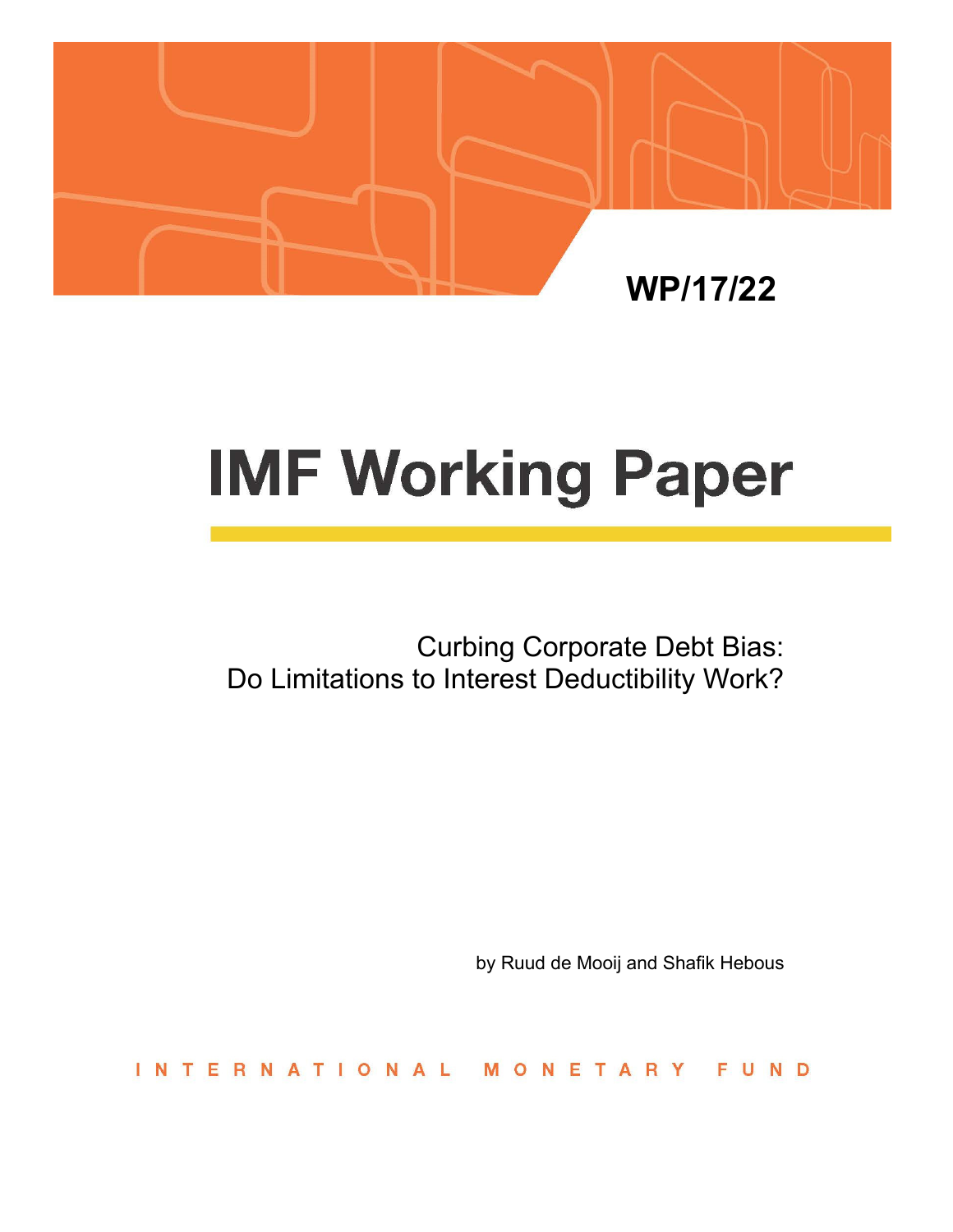WP/17/22

# IMF Working Paper

Curbing Corporate Debt Bias:
Do Limitations to Interest Deductibility Work?

by Ruud de Mooij and Shafik Hebous

INTERNATIONAL MONETARY FUND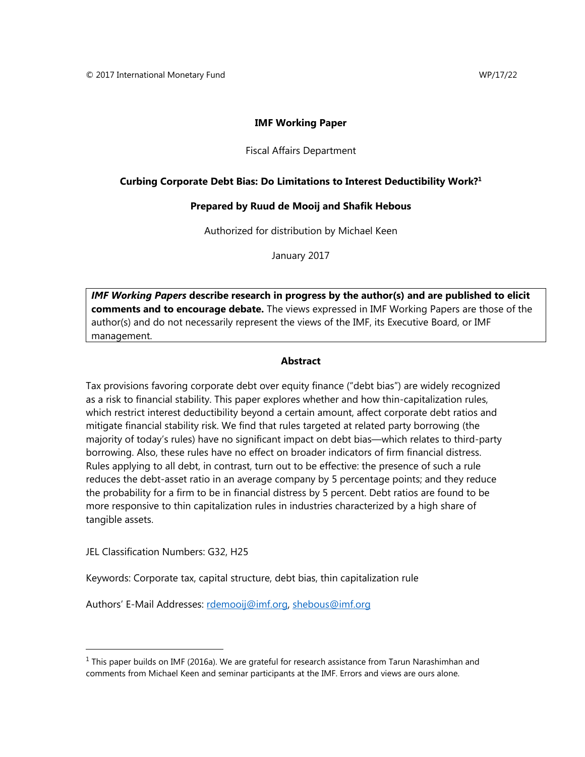© 2017 International Monetary Fund WP/17/22

**IMF Working Paper**

Fiscal Affairs Department

**Curbing Corporate Debt Bias: Do Limitations to Interest Deductibility Work?**[1]

**Prepared by Ruud de Mooij and Shafik Hebous**

Authorized for distribution by Michael Keen

January 2017

> ***IMF Working Papers*** **describe research in progress by the author(s) and are published to elicit comments and to encourage debate.** The views expressed in IMF Working Papers are those of the author(s) and do not necessarily represent the views of the IMF, its Executive Board, or IMF management.

## Abstract

Tax provisions favoring corporate debt over equity finance ("debt bias") are widely recognized as a risk to financial stability. This paper explores whether and how thin-capitalization rules, which restrict interest deductibility beyond a certain amount, affect corporate debt ratios and mitigate financial stability risk. We find that rules targeted at related party borrowing (the majority of today's rules) have no significant impact on debt bias—which relates to third-party borrowing. Also, these rules have no effect on broader indicators of firm financial distress. Rules applying to all debt, in contrast, turn out to be effective: the presence of such a rule reduces the debt-asset ratio in an average company by 5 percentage points; and they reduce the probability for a firm to be in financial distress by 5 percent. Debt ratios are found to be more responsive to thin capitalization rules in industries characterized by a high share of tangible assets.

JEL Classification Numbers: G32, H25

Keywords: Corporate tax, capital structure, debt bias, thin capitalization rule

Authors' E-Mail Addresses: rdemooij@imf.org, shebous@imf.org

[1] This paper builds on IMF (2016a). We are grateful for research assistance from Tarun Narashimhan and comments from Michael Keen and seminar participants at the IMF. Errors and views are ours alone.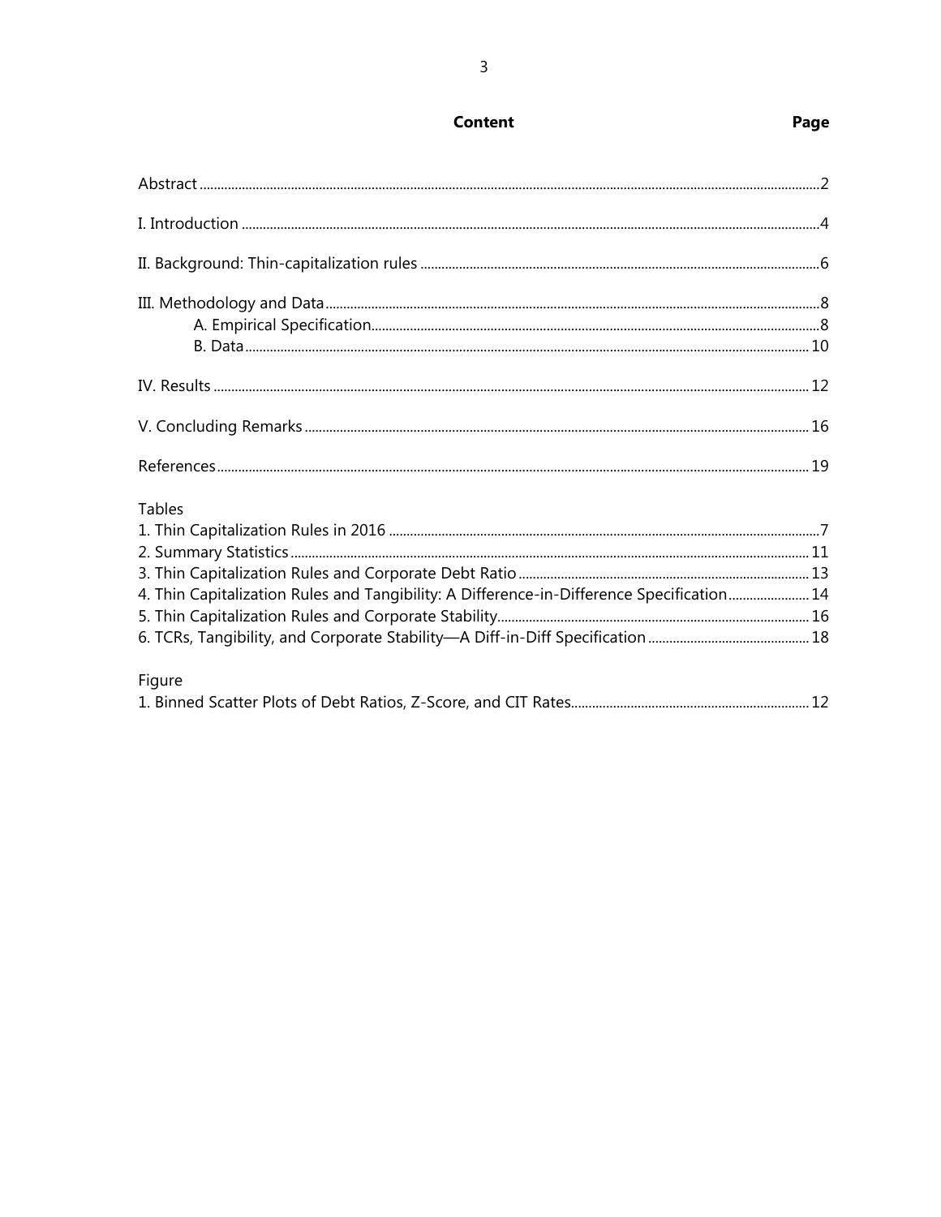## Content

| | Page |
|---|---|
| Abstract | 2 |
| I. Introduction | 4 |
| II. Background: Thin-capitalization rules | 6 |
| III. Methodology and Data | 8 |
| A. Empirical Specification | 8 |
| B. Data | 10 |
| IV. Results | 12 |
| V. Concluding Remarks | 16 |
| References | 19 |

**Tables**

| | |
|---|---|
| 1. Thin Capitalization Rules in 2016 | 7 |
| 2. Summary Statistics | 11 |
| 3. Thin Capitalization Rules and Corporate Debt Ratio | 13 |
| 4. Thin Capitalization Rules and Tangibility: A Difference-in-Difference Specification | 14 |
| 5. Thin Capitalization Rules and Corporate Stability | 16 |
| 6. TCRs, Tangibility, and Corporate Stability—A Diff-in-Diff Specification | 18 |

**Figure**

| | |
|---|---|
| 1. Binned Scatter Plots of Debt Ratios, Z-Score, and CIT Rates | 12 |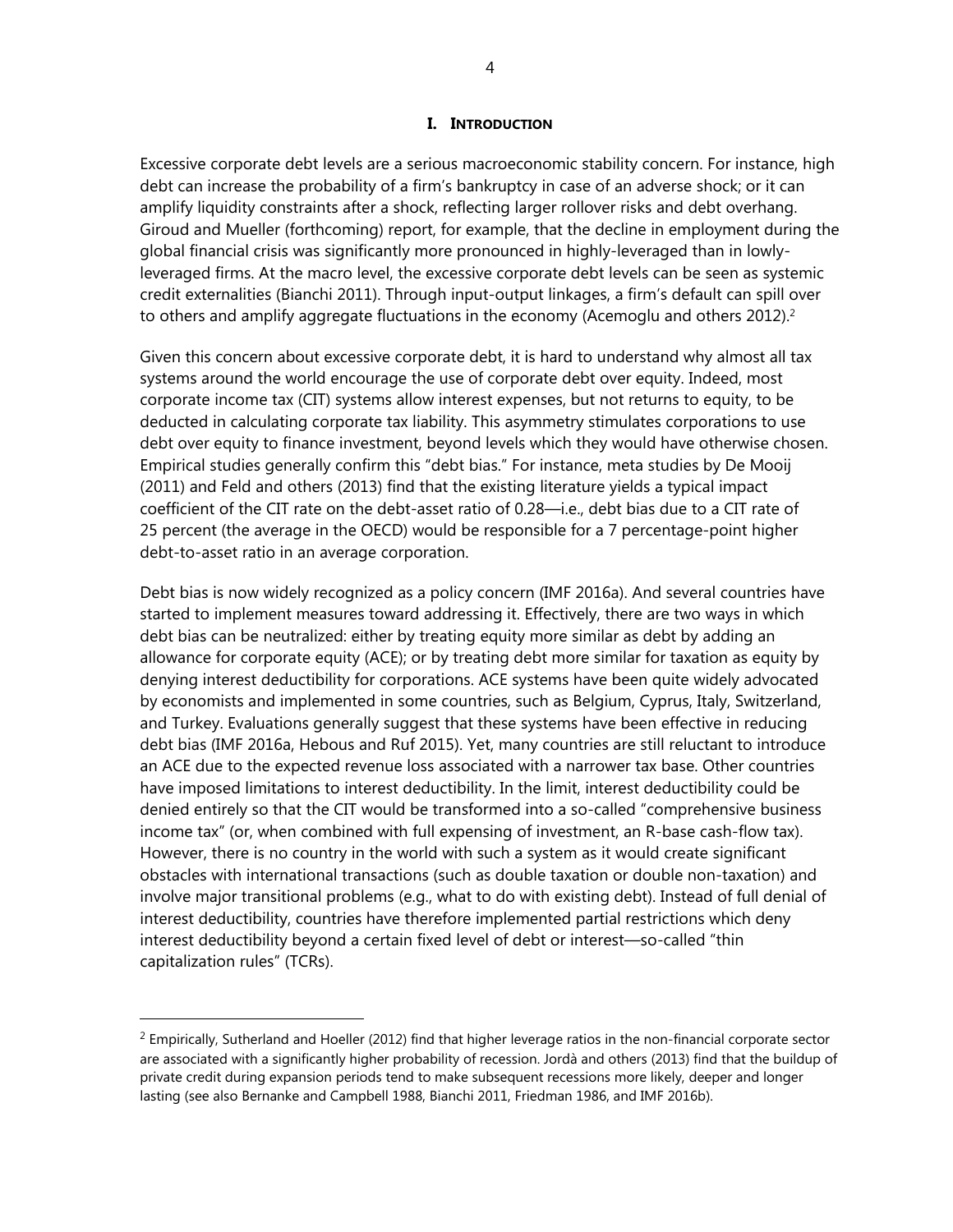## I. INTRODUCTION

Excessive corporate debt levels are a serious macroeconomic stability concern. For instance, high debt can increase the probability of a firm's bankruptcy in case of an adverse shock; or it can amplify liquidity constraints after a shock, reflecting larger rollover risks and debt overhang. Giroud and Mueller (forthcoming) report, for example, that the decline in employment during the global financial crisis was significantly more pronounced in highly-leveraged than in lowly-leveraged firms. At the macro level, the excessive corporate debt levels can be seen as systemic credit externalities (Bianchi 2011). Through input-output linkages, a firm's default can spill over to others and amplify aggregate fluctuations in the economy (Acemoglu and others 2012).[2]

Given this concern about excessive corporate debt, it is hard to understand why almost all tax systems around the world encourage the use of corporate debt over equity. Indeed, most corporate income tax (CIT) systems allow interest expenses, but not returns to equity, to be deducted in calculating corporate tax liability. This asymmetry stimulates corporations to use debt over equity to finance investment, beyond levels which they would have otherwise chosen. Empirical studies generally confirm this "debt bias." For instance, meta studies by De Mooij (2011) and Feld and others (2013) find that the existing literature yields a typical impact coefficient of the CIT rate on the debt-asset ratio of 0.28—i.e., debt bias due to a CIT rate of 25 percent (the average in the OECD) would be responsible for a 7 percentage-point higher debt-to-asset ratio in an average corporation.

Debt bias is now widely recognized as a policy concern (IMF 2016a). And several countries have started to implement measures toward addressing it. Effectively, there are two ways in which debt bias can be neutralized: either by treating equity more similar as debt by adding an allowance for corporate equity (ACE); or by treating debt more similar for taxation as equity by denying interest deductibility for corporations. ACE systems have been quite widely advocated by economists and implemented in some countries, such as Belgium, Cyprus, Italy, Switzerland, and Turkey. Evaluations generally suggest that these systems have been effective in reducing debt bias (IMF 2016a, Hebous and Ruf 2015). Yet, many countries are still reluctant to introduce an ACE due to the expected revenue loss associated with a narrower tax base. Other countries have imposed limitations to interest deductibility. In the limit, interest deductibility could be denied entirely so that the CIT would be transformed into a so-called "comprehensive business income tax" (or, when combined with full expensing of investment, an R-base cash-flow tax). However, there is no country in the world with such a system as it would create significant obstacles with international transactions (such as double taxation or double non-taxation) and involve major transitional problems (e.g., what to do with existing debt). Instead of full denial of interest deductibility, countries have therefore implemented partial restrictions which deny interest deductibility beyond a certain fixed level of debt or interest—so-called "thin capitalization rules" (TCRs).

[2] Empirically, Sutherland and Hoeller (2012) find that higher leverage ratios in the non-financial corporate sector are associated with a significantly higher probability of recession. Jordà and others (2013) find that the buildup of private credit during expansion periods tend to make subsequent recessions more likely, deeper and longer lasting (see also Bernanke and Campbell 1988, Bianchi 2011, Friedman 1986, and IMF 2016b).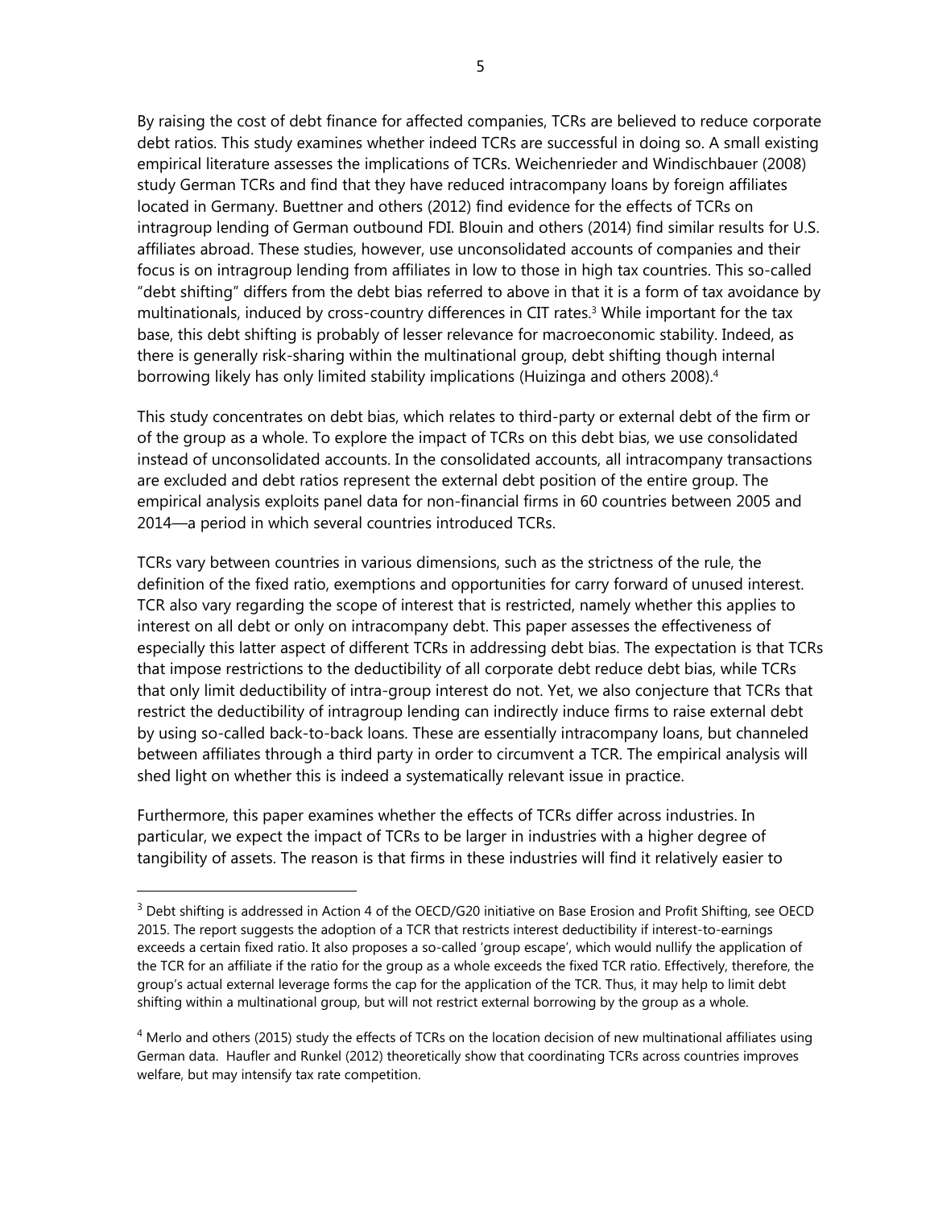By raising the cost of debt finance for affected companies, TCRs are believed to reduce corporate debt ratios. This study examines whether indeed TCRs are successful in doing so. A small existing empirical literature assesses the implications of TCRs. Weichenrieder and Windischbauer (2008) study German TCRs and find that they have reduced intracompany loans by foreign affiliates located in Germany. Buettner and others (2012) find evidence for the effects of TCRs on intragroup lending of German outbound FDI. Blouin and others (2014) find similar results for U.S. affiliates abroad. These studies, however, use unconsolidated accounts of companies and their focus is on intragroup lending from affiliates in low to those in high tax countries. This so-called "debt shifting" differs from the debt bias referred to above in that it is a form of tax avoidance by multinationals, induced by cross-country differences in CIT rates.[3] While important for the tax base, this debt shifting is probably of lesser relevance for macroeconomic stability. Indeed, as there is generally risk-sharing within the multinational group, debt shifting though internal borrowing likely has only limited stability implications (Huizinga and others 2008).[4]

This study concentrates on debt bias, which relates to third-party or external debt of the firm or of the group as a whole. To explore the impact of TCRs on this debt bias, we use consolidated instead of unconsolidated accounts. In the consolidated accounts, all intracompany transactions are excluded and debt ratios represent the external debt position of the entire group. The empirical analysis exploits panel data for non-financial firms in 60 countries between 2005 and 2014—a period in which several countries introduced TCRs.

TCRs vary between countries in various dimensions, such as the strictness of the rule, the definition of the fixed ratio, exemptions and opportunities for carry forward of unused interest. TCR also vary regarding the scope of interest that is restricted, namely whether this applies to interest on all debt or only on intracompany debt. This paper assesses the effectiveness of especially this latter aspect of different TCRs in addressing debt bias. The expectation is that TCRs that impose restrictions to the deductibility of all corporate debt reduce debt bias, while TCRs that only limit deductibility of intra-group interest do not. Yet, we also conjecture that TCRs that restrict the deductibility of intragroup lending can indirectly induce firms to raise external debt by using so-called back-to-back loans. These are essentially intracompany loans, but channeled between affiliates through a third party in order to circumvent a TCR. The empirical analysis will shed light on whether this is indeed a systematically relevant issue in practice.

Furthermore, this paper examines whether the effects of TCRs differ across industries. In particular, we expect the impact of TCRs to be larger in industries with a higher degree of tangibility of assets. The reason is that firms in these industries will find it relatively easier to

---

[3] Debt shifting is addressed in Action 4 of the OECD/G20 initiative on Base Erosion and Profit Shifting, see OECD 2015. The report suggests the adoption of a TCR that restricts interest deductibility if interest-to-earnings exceeds a certain fixed ratio. It also proposes a so-called 'group escape', which would nullify the application of the TCR for an affiliate if the ratio for the group as a whole exceeds the fixed TCR ratio. Effectively, therefore, the group's actual external leverage forms the cap for the application of the TCR. Thus, it may help to limit debt shifting within a multinational group, but will not restrict external borrowing by the group as a whole.

[4] Merlo and others (2015) study the effects of TCRs on the location decision of new multinational affiliates using German data. Haufler and Runkel (2012) theoretically show that coordinating TCRs across countries improves welfare, but may intensify tax rate competition.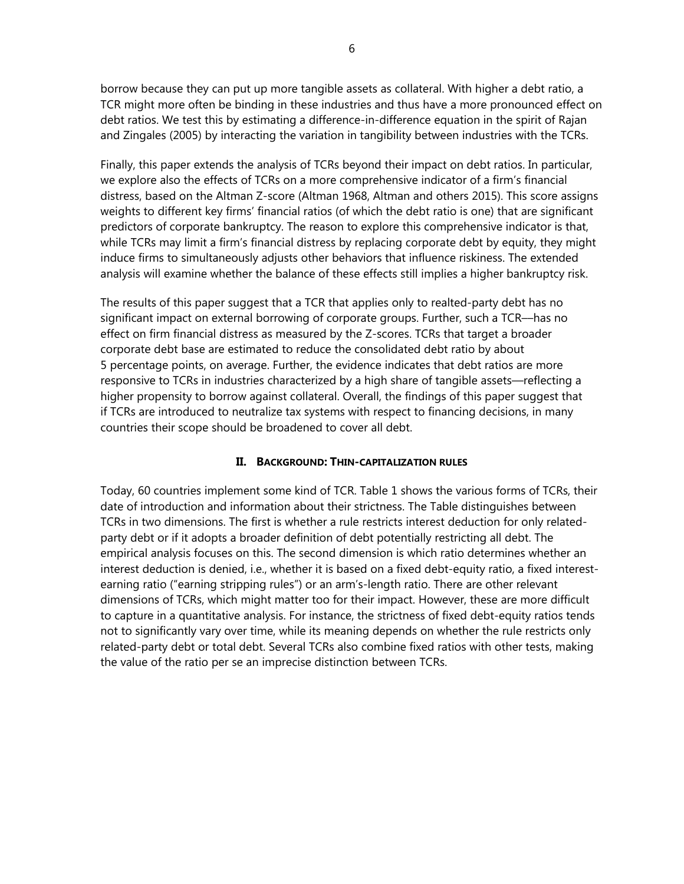borrow because they can put up more tangible assets as collateral. With higher a debt ratio, a TCR might more often be binding in these industries and thus have a more pronounced effect on debt ratios. We test this by estimating a difference-in-difference equation in the spirit of Rajan and Zingales (2005) by interacting the variation in tangibility between industries with the TCRs.

Finally, this paper extends the analysis of TCRs beyond their impact on debt ratios. In particular, we explore also the effects of TCRs on a more comprehensive indicator of a firm's financial distress, based on the Altman Z-score (Altman 1968, Altman and others 2015). This score assigns weights to different key firms' financial ratios (of which the debt ratio is one) that are significant predictors of corporate bankruptcy. The reason to explore this comprehensive indicator is that, while TCRs may limit a firm's financial distress by replacing corporate debt by equity, they might induce firms to simultaneously adjusts other behaviors that influence riskiness. The extended analysis will examine whether the balance of these effects still implies a higher bankruptcy risk.

The results of this paper suggest that a TCR that applies only to realted-party debt has no significant impact on external borrowing of corporate groups. Further, such a TCR—has no effect on firm financial distress as measured by the Z-scores. TCRs that target a broader corporate debt base are estimated to reduce the consolidated debt ratio by about 5 percentage points, on average. Further, the evidence indicates that debt ratios are more responsive to TCRs in industries characterized by a high share of tangible assets—reflecting a higher propensity to borrow against collateral. Overall, the findings of this paper suggest that if TCRs are introduced to neutralize tax systems with respect to financing decisions, in many countries their scope should be broadened to cover all debt.

## II. Background: Thin-capitalization rules

Today, 60 countries implement some kind of TCR. Table 1 shows the various forms of TCRs, their date of introduction and information about their strictness. The Table distinguishes between TCRs in two dimensions. The first is whether a rule restricts interest deduction for only related-party debt or if it adopts a broader definition of debt potentially restricting all debt. The empirical analysis focuses on this. The second dimension is which ratio determines whether an interest deduction is denied, i.e., whether it is based on a fixed debt-equity ratio, a fixed interest-earning ratio ("earning stripping rules") or an arm's-length ratio. There are other relevant dimensions of TCRs, which might matter too for their impact. However, these are more difficult to capture in a quantitative analysis. For instance, the strictness of fixed debt-equity ratios tends not to significantly vary over time, while its meaning depends on whether the rule restricts only related-party debt or total debt. Several TCRs also combine fixed ratios with other tests, making the value of the ratio per se an imprecise distinction between TCRs.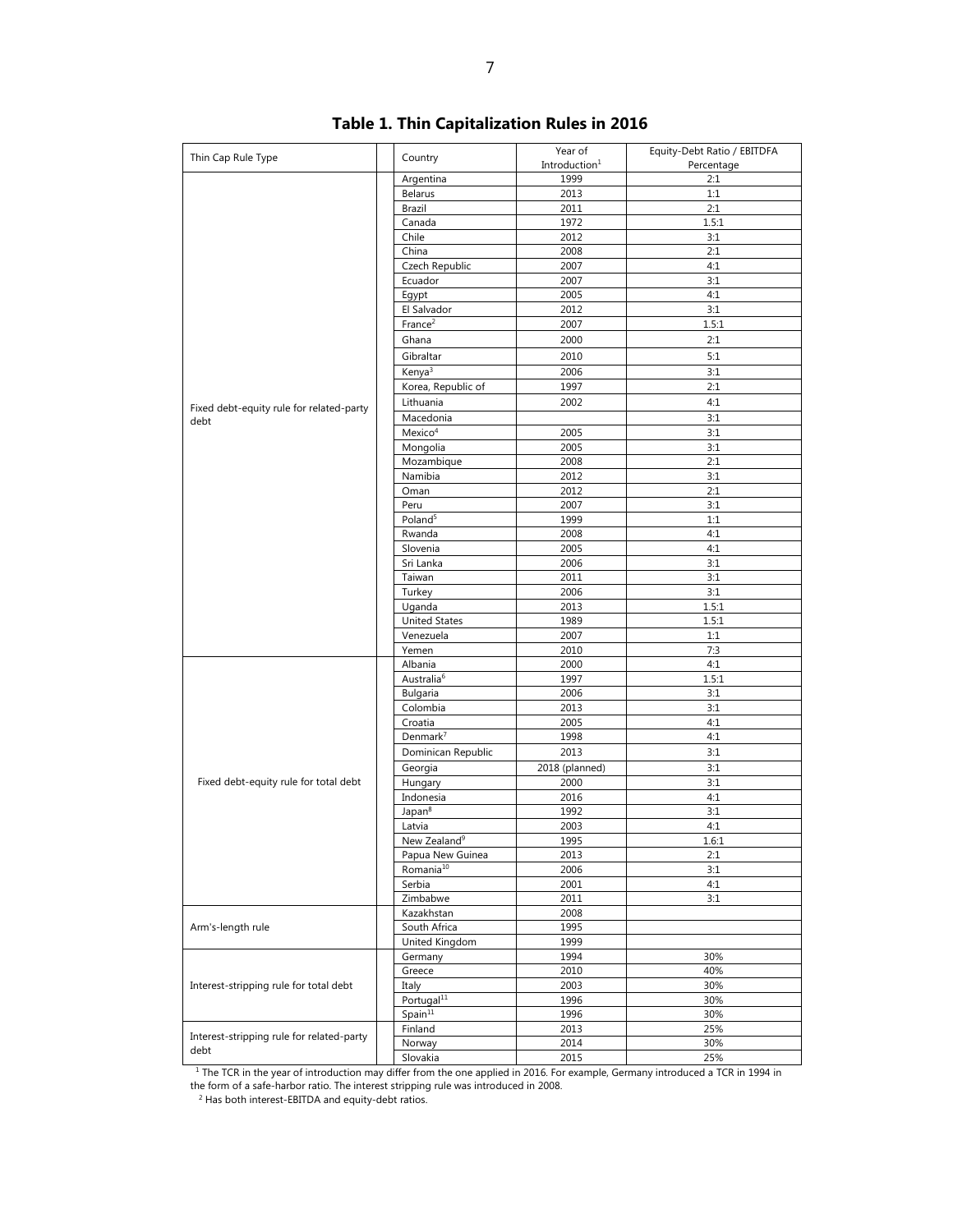# Table 1. Thin Capitalization Rules in 2016

| Thin Cap Rule Type | Country | Year of Introduction[1] | Equity-Debt Ratio / EBITDFA Percentage |
|---|---|---|---|
| Fixed debt-equity rule for related-party debt | Argentina | 1999 | 2:1 |
| | Belarus | 2013 | 1:1 |
| | Brazil | 2011 | 2:1 |
| | Canada | 1972 | 1.5:1 |
| | Chile | 2012 | 3:1 |
| | China | 2008 | 2:1 |
| | Czech Republic | 2007 | 4:1 |
| | Ecuador | 2007 | 3:1 |
| | Egypt | 2005 | 4:1 |
| | El Salvador | 2012 | 3:1 |
| | France[2] | 2007 | 1.5:1 |
| | Ghana | 2000 | 2:1 |
| | Gibraltar | 2010 | 5:1 |
| | Kenya[3] | 2006 | 3:1 |
| | Korea, Republic of | 1997 | 2:1 |
| | Lithuania | 2002 | 4:1 |
| | Macedonia | | 3:1 |
| | Mexico[4] | 2005 | 3:1 |
| | Mongolia | 2005 | 3:1 |
| | Mozambique | 2008 | 2:1 |
| | Namibia | 2012 | 3:1 |
| | Oman | 2012 | 2:1 |
| | Peru | 2007 | 3:1 |
| | Poland[5] | 1999 | 1:1 |
| | Rwanda | 2008 | 4:1 |
| | Slovenia | 2005 | 4:1 |
| | Sri Lanka | 2006 | 3:1 |
| | Taiwan | 2011 | 3:1 |
| | Turkey | 2006 | 3:1 |
| | Uganda | 2013 | 1.5:1 |
| | United States | 1989 | 1.5:1 |
| | Venezuela | 2007 | 1:1 |
| | Yemen | 2010 | 7:3 |
| Fixed debt-equity rule for total debt | Albania | 2000 | 4:1 |
| | Australia[6] | 1997 | 1.5:1 |
| | Bulgaria | 2006 | 3:1 |
| | Colombia | 2013 | 3:1 |
| | Croatia | 2005 | 4:1 |
| | Denmark[7] | 1998 | 4:1 |
| | Dominican Republic | 2013 | 3:1 |
| | Georgia | 2018 (planned) | 3:1 |
| | Hungary | 2000 | 3:1 |
| | Indonesia | 2016 | 4:1 |
| | Japan[8] | 1992 | 3:1 |
| | Latvia | 2003 | 4:1 |
| | New Zealand[9] | 1995 | 1.6:1 |
| | Papua New Guinea | 2013 | 2:1 |
| | Romania[10] | 2006 | 3:1 |
| | Serbia | 2001 | 4:1 |
| | Zimbabwe | 2011 | 3:1 |
| Arm's-length rule | Kazakhstan | 2008 | |
| | South Africa | 1995 | |
| | United Kingdom | 1999 | |
| Interest-stripping rule for total debt | Germany | 1994 | 30% |
| | Greece | 2010 | 40% |
| | Italy | 2003 | 30% |
| | Portugal[11] | 1996 | 30% |
| | Spain[11] | 1996 | 30% |
| Interest-stripping rule for related-party debt | Finland | 2013 | 25% |
| | Norway | 2014 | 30% |
| | Slovakia | 2015 | 25% |

[1] The TCR in the year of introduction may differ from the one applied in 2016. For example, Germany introduced a TCR in 1994 in the form of a safe-harbor ratio. The interest stripping rule was introduced in 2008.

[2] Has both interest-EBITDA and equity-debt ratios.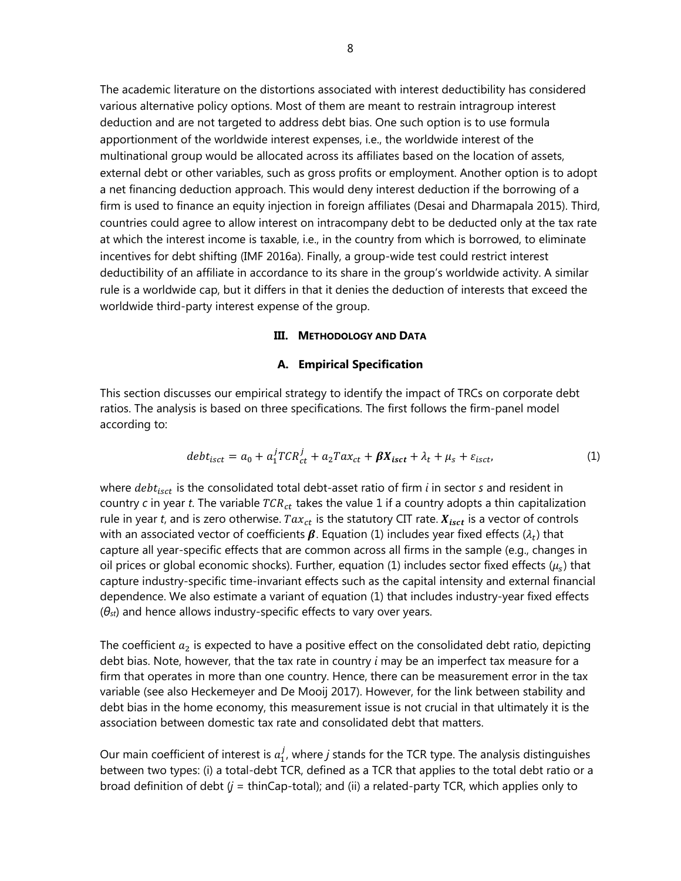The academic literature on the distortions associated with interest deductibility has considered various alternative policy options. Most of them are meant to restrain intragroup interest deduction and are not targeted to address debt bias. One such option is to use formula apportionment of the worldwide interest expenses, i.e., the worldwide interest of the multinational group would be allocated across its affiliates based on the location of assets, external debt or other variables, such as gross profits or employment. Another option is to adopt a net financing deduction approach. This would deny interest deduction if the borrowing of a firm is used to finance an equity injection in foreign affiliates (Desai and Dharmapala 2015). Third, countries could agree to allow interest on intracompany debt to be deducted only at the tax rate at which the interest income is taxable, i.e., in the country from which is borrowed, to eliminate incentives for debt shifting (IMF 2016a). Finally, a group-wide test could restrict interest deductibility of an affiliate in accordance to its share in the group's worldwide activity. A similar rule is a worldwide cap, but it differs in that it denies the deduction of interests that exceed the worldwide third-party interest expense of the group.

## III. Methodology and Data

### A. Empirical Specification

This section discusses our empirical strategy to identify the impact of TRCs on corporate debt ratios. The analysis is based on three specifications. The first follows the firm-panel model according to:

$$debt_{isct} = a_0 + a_1^j TCR_{ct}^j + a_2 Tax_{ct} + \boldsymbol{\beta X_{isct}} + \lambda_t + \mu_s + \varepsilon_{isct}, \tag{1}$$

where $debt_{isct}$ is the consolidated total debt-asset ratio of firm *i* in sector *s* and resident in country *c* in year *t*. The variable $TCR_{ct}$ takes the value 1 if a country adopts a thin capitalization rule in year *t*, and is zero otherwise. $Tax_{ct}$ is the statutory CIT rate. $\boldsymbol{X_{isct}}$ is a vector of controls with an associated vector of coefficients $\boldsymbol{\beta}$. Equation (1) includes year fixed effects ($\lambda_t$) that capture all year-specific effects that are common across all firms in the sample (e.g., changes in oil prices or global economic shocks). Further, equation (1) includes sector fixed effects ($\mu_s$) that capture industry-specific time-invariant effects such as the capital intensity and external financial dependence. We also estimate a variant of equation (1) that includes industry-year fixed effects ($\theta_{st}$) and hence allows industry-specific effects to vary over years.

The coefficient $a_2$ is expected to have a positive effect on the consolidated debt ratio, depicting debt bias. Note, however, that the tax rate in country *i* may be an imperfect tax measure for a firm that operates in more than one country. Hence, there can be measurement error in the tax variable (see also Heckemeyer and De Mooij 2017). However, for the link between stability and debt bias in the home economy, this measurement issue is not crucial in that ultimately it is the association between domestic tax rate and consolidated debt that matters.

Our main coefficient of interest is $a_1^j$, where *j* stands for the TCR type. The analysis distinguishes between two types: (i) a total-debt TCR, defined as a TCR that applies to the total debt ratio or a broad definition of debt (*j* = thinCap-total); and (ii) a related-party TCR, which applies only to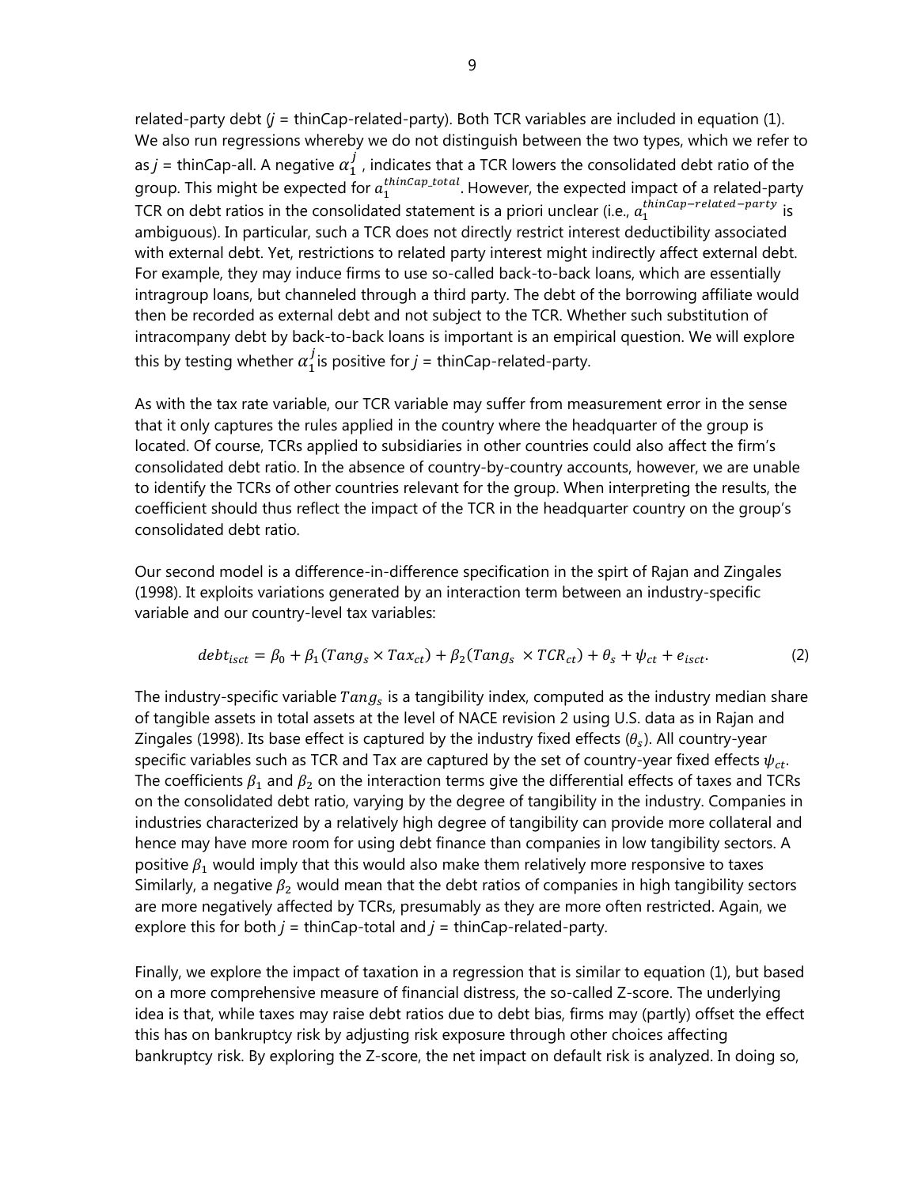related-party debt ($j$ = thinCap-related-party). Both TCR variables are included in equation (1). We also run regressions whereby we do not distinguish between the two types, which we refer to as $j$ = thinCap-all. A negative $\alpha_1^j$ , indicates that a TCR lowers the consolidated debt ratio of the group. This might be expected for $a_1^{thinCap\_total}$. However, the expected impact of a related-party TCR on debt ratios in the consolidated statement is a priori unclear (i.e., $a_1^{thinCap-related-party}$ is ambiguous). In particular, such a TCR does not directly restrict interest deductibility associated with external debt. Yet, restrictions to related party interest might indirectly affect external debt. For example, they may induce firms to use so-called back-to-back loans, which are essentially intragroup loans, but channeled through a third party. The debt of the borrowing affiliate would then be recorded as external debt and not subject to the TCR. Whether such substitution of intracompany debt by back-to-back loans is important is an empirical question. We will explore this by testing whether $\alpha_1^j$ is positive for $j$ = thinCap-related-party.

As with the tax rate variable, our TCR variable may suffer from measurement error in the sense that it only captures the rules applied in the country where the headquarter of the group is located. Of course, TCRs applied to subsidiaries in other countries could also affect the firm's consolidated debt ratio. In the absence of country-by-country accounts, however, we are unable to identify the TCRs of other countries relevant for the group. When interpreting the results, the coefficient should thus reflect the impact of the TCR in the headquarter country on the group's consolidated debt ratio.

Our second model is a difference-in-difference specification in the spirt of Rajan and Zingales (1998). It exploits variations generated by an interaction term between an industry-specific variable and our country-level tax variables:

$$debt_{isct} = \beta_0 + \beta_1(Tang_s \times Tax_{ct}) + \beta_2(Tang_s \times TCR_{ct}) + \theta_s + \psi_{ct} + e_{isct}. \tag{2}$$

The industry-specific variable $Tang_s$ is a tangibility index, computed as the industry median share of tangible assets in total assets at the level of NACE revision 2 using U.S. data as in Rajan and Zingales (1998). Its base effect is captured by the industry fixed effects ($\theta_s$). All country-year specific variables such as TCR and Tax are captured by the set of country-year fixed effects $\psi_{ct}$. The coefficients $\beta_1$ and $\beta_2$ on the interaction terms give the differential effects of taxes and TCRs on the consolidated debt ratio, varying by the degree of tangibility in the industry. Companies in industries characterized by a relatively high degree of tangibility can provide more collateral and hence may have more room for using debt finance than companies in low tangibility sectors. A positive $\beta_1$ would imply that this would also make them relatively more responsive to taxes Similarly, a negative $\beta_2$ would mean that the debt ratios of companies in high tangibility sectors are more negatively affected by TCRs, presumably as they are more often restricted. Again, we explore this for both $j$ = thinCap-total and $j$ = thinCap-related-party.

Finally, we explore the impact of taxation in a regression that is similar to equation (1), but based on a more comprehensive measure of financial distress, the so-called Z-score. The underlying idea is that, while taxes may raise debt ratios due to debt bias, firms may (partly) offset the effect this has on bankruptcy risk by adjusting risk exposure through other choices affecting bankruptcy risk. By exploring the Z-score, the net impact on default risk is analyzed. In doing so,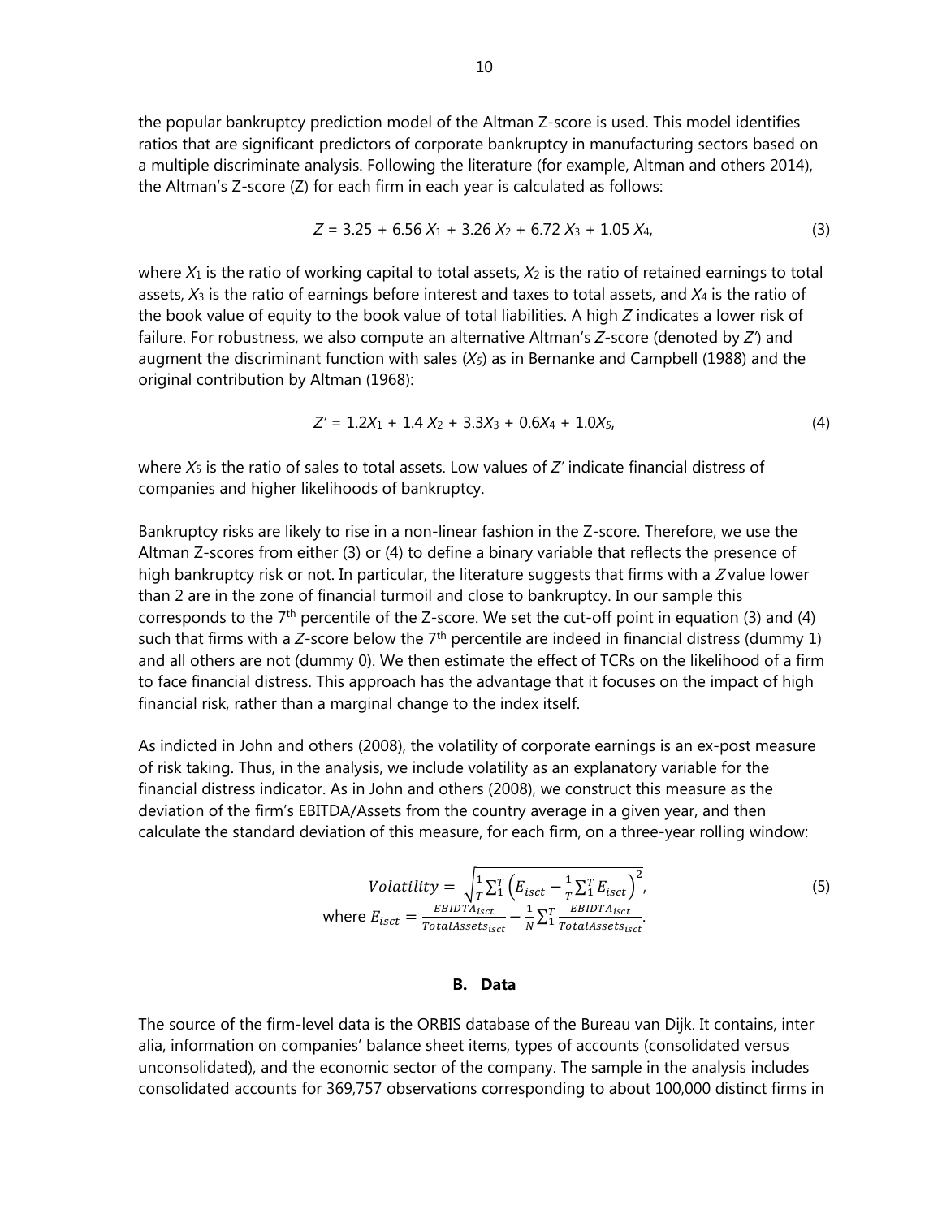the popular bankruptcy prediction model of the Altman Z-score is used. This model identifies ratios that are significant predictors of corporate bankruptcy in manufacturing sectors based on a multiple discriminate analysis. Following the literature (for example, Altman and others 2014), the Altman's Z-score (Z) for each firm in each year is calculated as follows:

$$Z = 3.25 + 6.56\, X_1 + 3.26\, X_2 + 6.72\, X_3 + 1.05\, X_4, \tag{3}$$

where $X_1$ is the ratio of working capital to total assets, $X_2$ is the ratio of retained earnings to total assets, $X_3$ is the ratio of earnings before interest and taxes to total assets, and $X_4$ is the ratio of the book value of equity to the book value of total liabilities. A high $Z$ indicates a lower risk of failure. For robustness, we also compute an alternative Altman's $Z$-score (denoted by $Z'$) and augment the discriminant function with sales ($X_5$) as in Bernanke and Campbell (1988) and the original contribution by Altman (1968):

$$Z' = 1.2X_1 + 1.4\, X_2 + 3.3X_3 + 0.6X_4 + 1.0X_5, \tag{4}$$

where $X_5$ is the ratio of sales to total assets. Low values of $Z'$ indicate financial distress of companies and higher likelihoods of bankruptcy.

Bankruptcy risks are likely to rise in a non-linear fashion in the Z-score. Therefore, we use the Altman Z-scores from either (3) or (4) to define a binary variable that reflects the presence of high bankruptcy risk or not. In particular, the literature suggests that firms with a $Z$ value lower than 2 are in the zone of financial turmoil and close to bankruptcy. In our sample this corresponds to the 7th percentile of the Z-score. We set the cut-off point in equation (3) and (4) such that firms with a $Z$-score below the 7th percentile are indeed in financial distress (dummy 1) and all others are not (dummy 0). We then estimate the effect of TCRs on the likelihood of a firm to face financial distress. This approach has the advantage that it focuses on the impact of high financial risk, rather than a marginal change to the index itself.

As indicted in John and others (2008), the volatility of corporate earnings is an ex-post measure of risk taking. Thus, in the analysis, we include volatility as an explanatory variable for the financial distress indicator. As in John and others (2008), we construct this measure as the deviation of the firm's EBITDA/Assets from the country average in a given year, and then calculate the standard deviation of this measure, for each firm, on a three-year rolling window:

$$Volatility = \sqrt{\frac{1}{T}\sum_{1}^{T}\left(E_{isct} - \frac{1}{T}\sum_{1}^{T}E_{isct}\right)^{2}}, \tag{5}$$

$$\text{where } E_{isct} = \frac{EBIDTA_{isct}}{TotalAssets_{isct}} - \frac{1}{N}\sum_{1}^{T}\frac{EBIDTA_{isct}}{TotalAssets_{isct}}.$$

### B. Data

The source of the firm-level data is the ORBIS database of the Bureau van Dijk. It contains, inter alia, information on companies' balance sheet items, types of accounts (consolidated versus unconsolidated), and the economic sector of the company. The sample in the analysis includes consolidated accounts for 369,757 observations corresponding to about 100,000 distinct firms in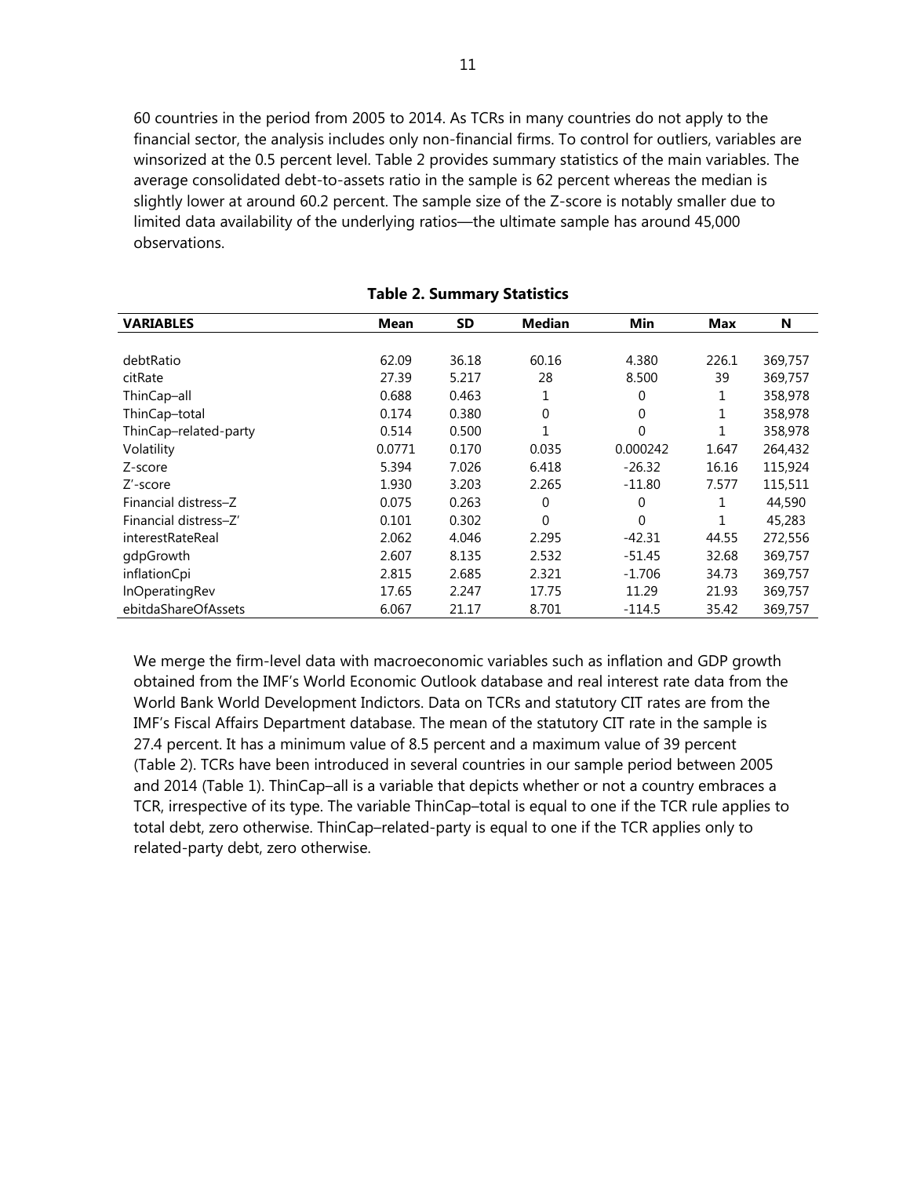60 countries in the period from 2005 to 2014. As TCRs in many countries do not apply to the financial sector, the analysis includes only non-financial firms. To control for outliers, variables are winsorized at the 0.5 percent level. Table 2 provides summary statistics of the main variables. The average consolidated debt-to-assets ratio in the sample is 62 percent whereas the median is slightly lower at around 60.2 percent. The sample size of the Z-score is notably smaller due to limited data availability of the underlying ratios—the ultimate sample has around 45,000 observations.

**Table 2. Summary Statistics**

| VARIABLES | Mean | SD | Median | Min | Max | N |
|---|---|---|---|---|---|---|
| debtRatio | 62.09 | 36.18 | 60.16 | 4.380 | 226.1 | 369,757 |
| citRate | 27.39 | 5.217 | 28 | 8.500 | 39 | 369,757 |
| ThinCap–all | 0.688 | 0.463 | 1 | 0 | 1 | 358,978 |
| ThinCap–total | 0.174 | 0.380 | 0 | 0 | 1 | 358,978 |
| ThinCap–related-party | 0.514 | 0.500 | 1 | 0 | 1 | 358,978 |
| Volatility | 0.0771 | 0.170 | 0.035 | 0.000242 | 1.647 | 264,432 |
| Z-score | 5.394 | 7.026 | 6.418 | -26.32 | 16.16 | 115,924 |
| Z′-score | 1.930 | 3.203 | 2.265 | -11.80 | 7.577 | 115,511 |
| Financial distress–Z | 0.075 | 0.263 | 0 | 0 | 1 | 44,590 |
| Financial distress–Z′ | 0.101 | 0.302 | 0 | 0 | 1 | 45,283 |
| interestRateReal | 2.062 | 4.046 | 2.295 | -42.31 | 44.55 | 272,556 |
| gdpGrowth | 2.607 | 8.135 | 2.532 | -51.45 | 32.68 | 369,757 |
| inflationCpi | 2.815 | 2.685 | 2.321 | -1.706 | 34.73 | 369,757 |
| lnOperatingRev | 17.65 | 2.247 | 17.75 | 11.29 | 21.93 | 369,757 |
| ebitdaShareOfAssets | 6.067 | 21.17 | 8.701 | -114.5 | 35.42 | 369,757 |

We merge the firm-level data with macroeconomic variables such as inflation and GDP growth obtained from the IMF's World Economic Outlook database and real interest rate data from the World Bank World Development Indictors. Data on TCRs and statutory CIT rates are from the IMF's Fiscal Affairs Department database. The mean of the statutory CIT rate in the sample is 27.4 percent. It has a minimum value of 8.5 percent and a maximum value of 39 percent (Table 2). TCRs have been introduced in several countries in our sample period between 2005 and 2014 (Table 1). ThinCap–all is a variable that depicts whether or not a country embraces a TCR, irrespective of its type. The variable ThinCap–total is equal to one if the TCR rule applies to total debt, zero otherwise. ThinCap–related-party is equal to one if the TCR applies only to related-party debt, zero otherwise.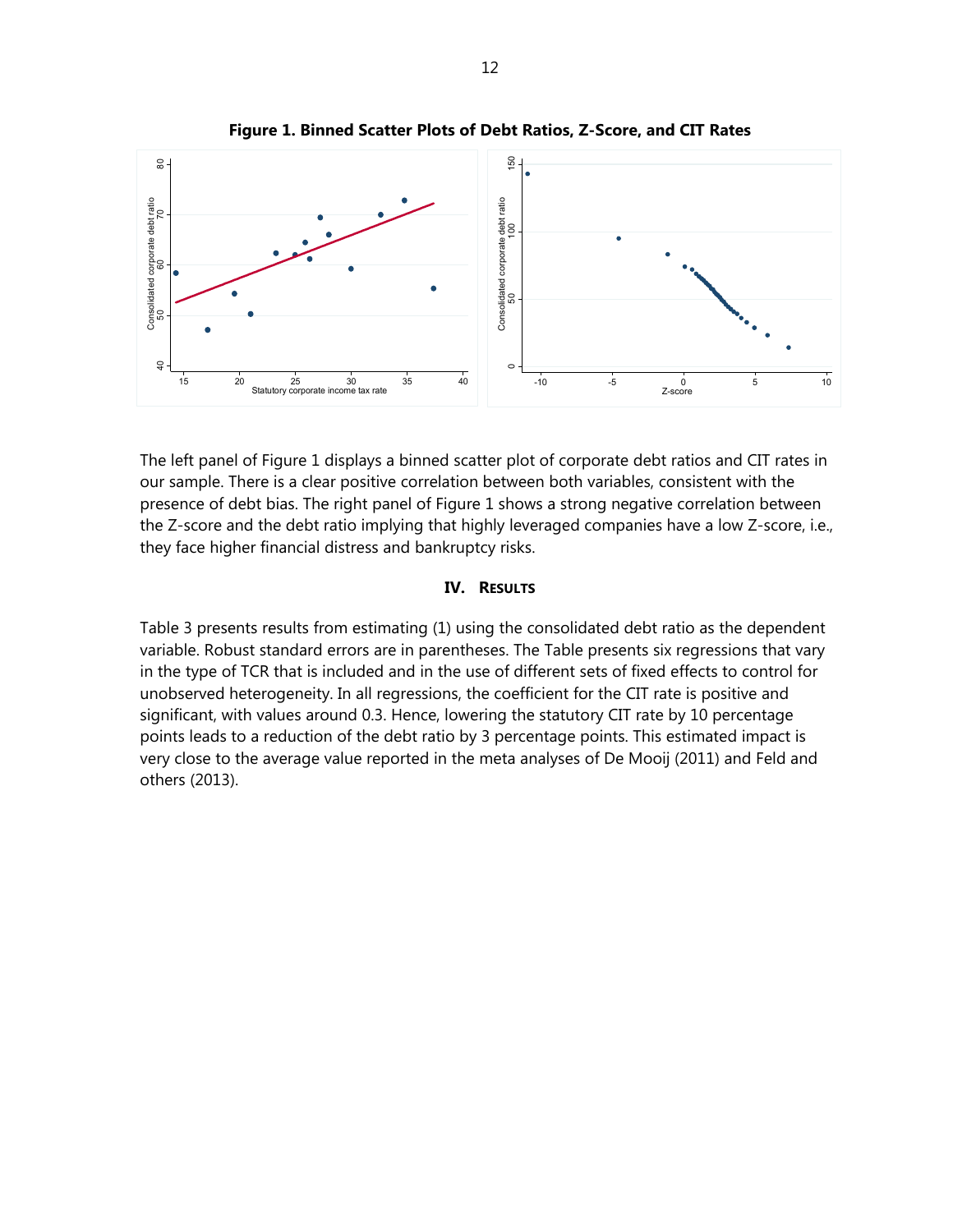**Figure 1. Binned Scatter Plots of Debt Ratios, Z-Score, and CIT Rates**

Consolidated corporate debt ratio

80
70
60
50
40

15 20 25 30 35 40

Statutory corporate income tax rate

Consolidated corporate debt ratio

150
100
50
0

-10 -5 0 5 10

Z-score

The left panel of Figure 1 displays a binned scatter plot of corporate debt ratios and CIT rates in our sample. There is a clear positive correlation between both variables, consistent with the presence of debt bias. The right panel of Figure 1 shows a strong negative correlation between the Z-score and the debt ratio implying that highly leveraged companies have a low Z-score, i.e., they face higher financial distress and bankruptcy risks.

## IV. Results

Table 3 presents results from estimating (1) using the consolidated debt ratio as the dependent variable. Robust standard errors are in parentheses. The Table presents six regressions that vary in the type of TCR that is included and in the use of different sets of fixed effects to control for unobserved heterogeneity. In all regressions, the coefficient for the CIT rate is positive and significant, with values around 0.3. Hence, lowering the statutory CIT rate by 10 percentage points leads to a reduction of the debt ratio by 3 percentage points. This estimated impact is very close to the average value reported in the meta analyses of De Mooij (2011) and Feld and others (2013).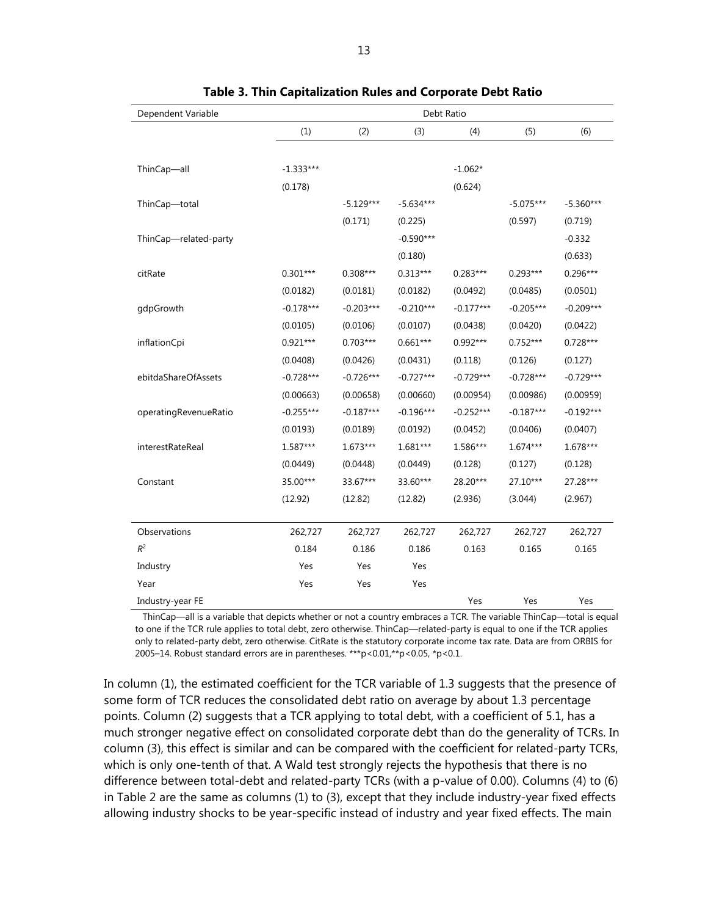**Table 3. Thin Capitalization Rules and Corporate Debt Ratio**

| Dependent Variable | Debt Ratio | | | | | |
|---|---|---|---|---|---|---|
| | (1) | (2) | (3) | (4) | (5) | (6) |
| ThinCap—all | -1.333*** | | | -1.062* | | |
| | (0.178) | | | (0.624) | | |
| ThinCap—total | | -5.129*** | -5.634*** | | -5.075*** | -5.360*** |
| | | (0.171) | (0.225) | | (0.597) | (0.719) |
| ThinCap—related-party | | | -0.590*** | | | -0.332 |
| | | | (0.180) | | | (0.633) |
| citRate | 0.301*** | 0.308*** | 0.313*** | 0.283*** | 0.293*** | 0.296*** |
| | (0.0182) | (0.0181) | (0.0182) | (0.0492) | (0.0485) | (0.0501) |
| gdpGrowth | -0.178*** | -0.203*** | -0.210*** | -0.177*** | -0.205*** | -0.209*** |
| | (0.0105) | (0.0106) | (0.0107) | (0.0438) | (0.0420) | (0.0422) |
| inflationCpi | 0.921*** | 0.703*** | 0.661*** | 0.992*** | 0.752*** | 0.728*** |
| | (0.0408) | (0.0426) | (0.0431) | (0.118) | (0.126) | (0.127) |
| ebitdaShareOfAssets | -0.728*** | -0.726*** | -0.727*** | -0.729*** | -0.728*** | -0.729*** |
| | (0.00663) | (0.00658) | (0.00660) | (0.00954) | (0.00986) | (0.00959) |
| operatingRevenueRatio | -0.255*** | -0.187*** | -0.196*** | -0.252*** | -0.187*** | -0.192*** |
| | (0.0193) | (0.0189) | (0.0192) | (0.0452) | (0.0406) | (0.0407) |
| interestRateReal | 1.587*** | 1.673*** | 1.681*** | 1.586*** | 1.674*** | 1.678*** |
| | (0.0449) | (0.0448) | (0.0449) | (0.128) | (0.127) | (0.128) |
| Constant | 35.00*** | 33.67*** | 33.60*** | 28.20*** | 27.10*** | 27.28*** |
| | (12.92) | (12.82) | (12.82) | (2.936) | (3.044) | (2.967) |
| Observations | 262,727 | 262,727 | 262,727 | 262,727 | 262,727 | 262,727 |
| $R^2$ | 0.184 | 0.186 | 0.186 | 0.163 | 0.165 | 0.165 |
| Industry | Yes | Yes | Yes | | | |
| Year | Yes | Yes | Yes | | | |
| Industry-year FE | | | | Yes | Yes | Yes |

ThinCap—all is a variable that depicts whether or not a country embraces a TCR. The variable ThinCap—total is equal to one if the TCR rule applies to total debt, zero otherwise. ThinCap—related-party is equal to one if the TCR applies only to related-party debt, zero otherwise. CitRate is the statutory corporate income tax rate. Data are from ORBIS for 2005–14. Robust standard errors are in parentheses. ***p<0.01,**p<0.05, *p<0.1.

In column (1), the estimated coefficient for the TCR variable of 1.3 suggests that the presence of some form of TCR reduces the consolidated debt ratio on average by about 1.3 percentage points. Column (2) suggests that a TCR applying to total debt, with a coefficient of 5.1, has a much stronger negative effect on consolidated corporate debt than do the generality of TCRs. In column (3), this effect is similar and can be compared with the coefficient for related-party TCRs, which is only one-tenth of that. A Wald test strongly rejects the hypothesis that there is no difference between total-debt and related-party TCRs (with a p-value of 0.00). Columns (4) to (6) in Table 2 are the same as columns (1) to (3), except that they include industry-year fixed effects allowing industry shocks to be year-specific instead of industry and year fixed effects. The main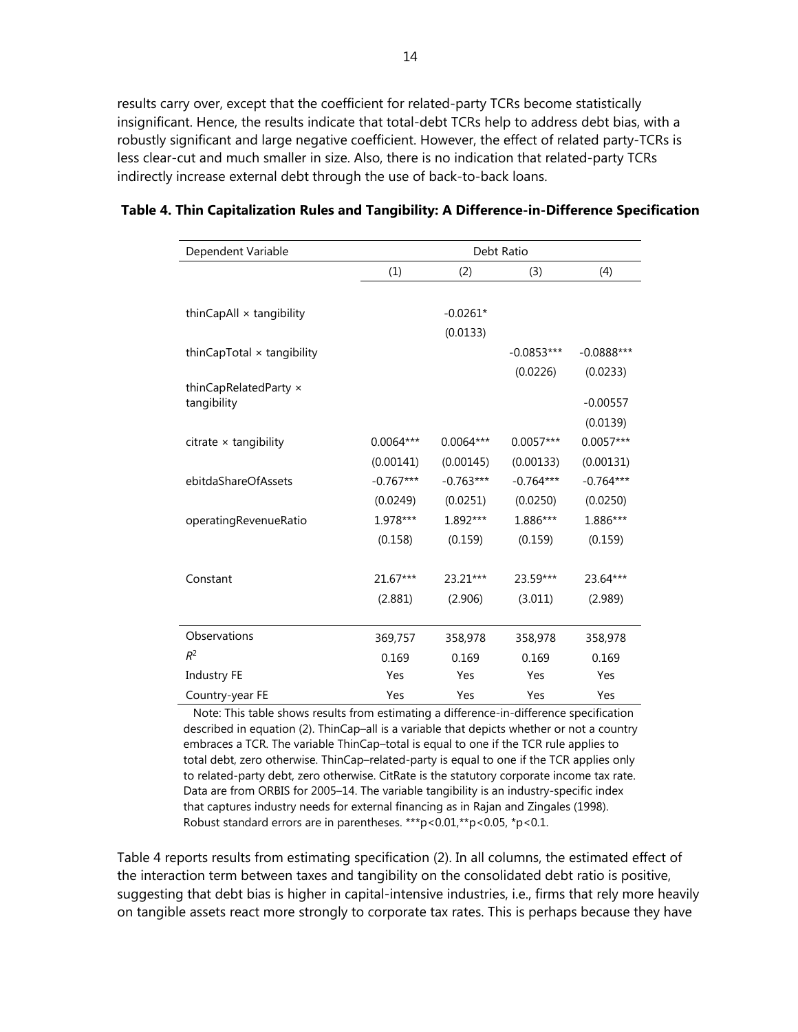results carry over, except that the coefficient for related-party TCRs become statistically insignificant. Hence, the results indicate that total-debt TCRs help to address debt bias, with a robustly significant and large negative coefficient. However, the effect of related party-TCRs is less clear-cut and much smaller in size. Also, there is no indication that related-party TCRs indirectly increase external debt through the use of back-to-back loans.

**Table 4. Thin Capitalization Rules and Tangibility: A Difference-in-Difference Specification**

| Dependent Variable | Debt Ratio | | | |
|---|---|---|---|---|
| | (1) | (2) | (3) | (4) |
| thinCapAll × tangibility | | -0.0261* | | |
| | | (0.0133) | | |
| thinCapTotal × tangibility | | | -0.0853*** | -0.0888*** |
| | | | (0.0226) | (0.0233) |
| thinCapRelatedParty × tangibility | | | | -0.00557 |
| | | | | (0.0139) |
| citrate × tangibility | 0.0064*** | 0.0064*** | 0.0057*** | 0.0057*** |
| | (0.00141) | (0.00145) | (0.00133) | (0.00131) |
| ebitdaShareOfAssets | -0.767*** | -0.763*** | -0.764*** | -0.764*** |
| | (0.0249) | (0.0251) | (0.0250) | (0.0250) |
| operatingRevenueRatio | 1.978*** | 1.892*** | 1.886*** | 1.886*** |
| | (0.158) | (0.159) | (0.159) | (0.159) |
| Constant | 21.67*** | 23.21*** | 23.59*** | 23.64*** |
| | (2.881) | (2.906) | (3.011) | (2.989) |
| Observations | 369,757 | 358,978 | 358,978 | 358,978 |
| $R^2$ | 0.169 | 0.169 | 0.169 | 0.169 |
| Industry FE | Yes | Yes | Yes | Yes |
| Country-year FE | Yes | Yes | Yes | Yes |

Note: This table shows results from estimating a difference-in-difference specification described in equation (2). ThinCap–all is a variable that depicts whether or not a country embraces a TCR. The variable ThinCap–total is equal to one if the TCR rule applies to total debt, zero otherwise. ThinCap–related-party is equal to one if the TCR applies only to related-party debt, zero otherwise. CitRate is the statutory corporate income tax rate. Data are from ORBIS for 2005–14. The variable tangibility is an industry-specific index that captures industry needs for external financing as in Rajan and Zingales (1998). Robust standard errors are in parentheses. ***p<0.01,**p<0.05, *p<0.1.

Table 4 reports results from estimating specification (2). In all columns, the estimated effect of the interaction term between taxes and tangibility on the consolidated debt ratio is positive, suggesting that debt bias is higher in capital-intensive industries, i.e., firms that rely more heavily on tangible assets react more strongly to corporate tax rates. This is perhaps because they have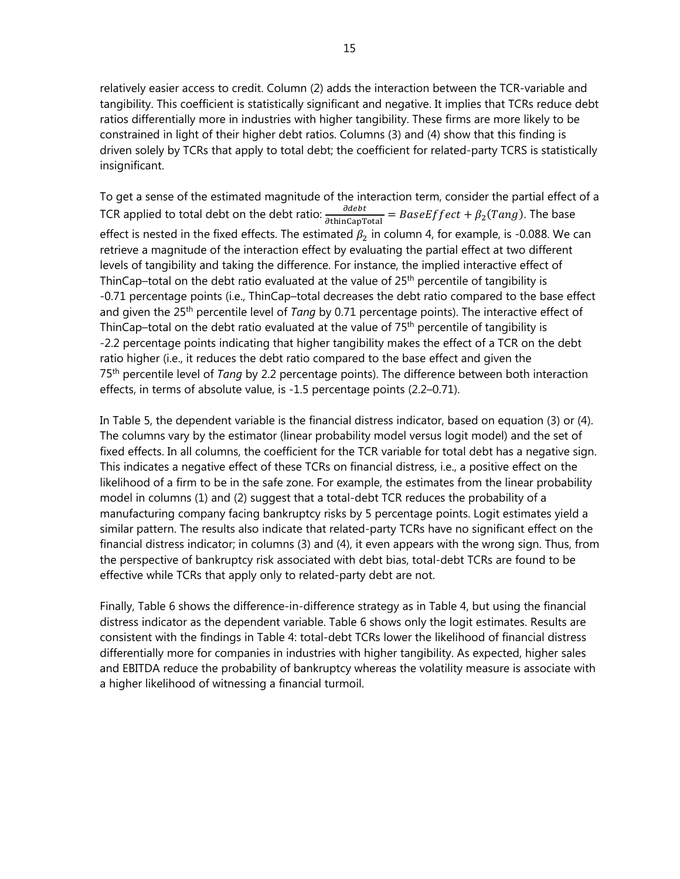relatively easier access to credit. Column (2) adds the interaction between the TCR-variable and tangibility. This coefficient is statistically significant and negative. It implies that TCRs reduce debt ratios differentially more in industries with higher tangibility. These firms are more likely to be constrained in light of their higher debt ratios. Columns (3) and (4) show that this finding is driven solely by TCRs that apply to total debt; the coefficient for related-party TCRS is statistically insignificant.

To get a sense of the estimated magnitude of the interaction term, consider the partial effect of a TCR applied to total debt on the debt ratio: $\frac{\partial debt}{\partial \text{thinCapTotal}} = BaseEffect + \beta_2(Tang)$. The base effect is nested in the fixed effects. The estimated $\beta_2$ in column 4, for example, is -0.088. We can retrieve a magnitude of the interaction effect by evaluating the partial effect at two different levels of tangibility and taking the difference. For instance, the implied interactive effect of ThinCap–total on the debt ratio evaluated at the value of 25th percentile of tangibility is -0.71 percentage points (i.e., ThinCap–total decreases the debt ratio compared to the base effect and given the 25th percentile level of *Tang* by 0.71 percentage points). The interactive effect of ThinCap–total on the debt ratio evaluated at the value of 75th percentile of tangibility is -2.2 percentage points indicating that higher tangibility makes the effect of a TCR on the debt ratio higher (i.e., it reduces the debt ratio compared to the base effect and given the 75th percentile level of *Tang* by 2.2 percentage points). The difference between both interaction effects, in terms of absolute value, is -1.5 percentage points (2.2–0.71).

In Table 5, the dependent variable is the financial distress indicator, based on equation (3) or (4). The columns vary by the estimator (linear probability model versus logit model) and the set of fixed effects. In all columns, the coefficient for the TCR variable for total debt has a negative sign. This indicates a negative effect of these TCRs on financial distress, i.e., a positive effect on the likelihood of a firm to be in the safe zone. For example, the estimates from the linear probability model in columns (1) and (2) suggest that a total-debt TCR reduces the probability of a manufacturing company facing bankruptcy risks by 5 percentage points. Logit estimates yield a similar pattern. The results also indicate that related-party TCRs have no significant effect on the financial distress indicator; in columns (3) and (4), it even appears with the wrong sign. Thus, from the perspective of bankruptcy risk associated with debt bias, total-debt TCRs are found to be effective while TCRs that apply only to related-party debt are not.

Finally, Table 6 shows the difference-in-difference strategy as in Table 4, but using the financial distress indicator as the dependent variable. Table 6 shows only the logit estimates. Results are consistent with the findings in Table 4: total-debt TCRs lower the likelihood of financial distress differentially more for companies in industries with higher tangibility. As expected, higher sales and EBITDA reduce the probability of bankruptcy whereas the volatility measure is associate with a higher likelihood of witnessing a financial turmoil.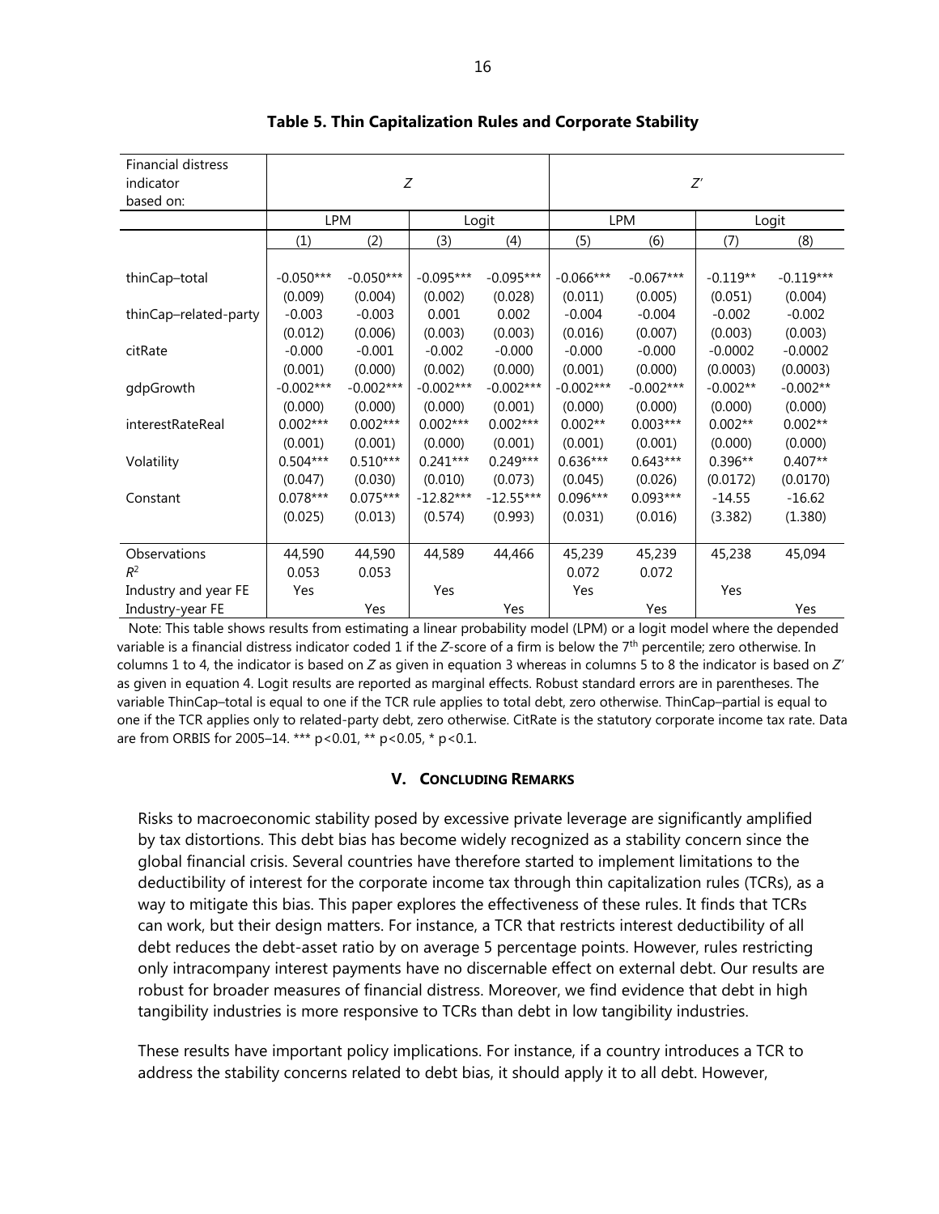**Table 5. Thin Capitalization Rules and Corporate Stability**

| Financial distress indicator based on: | *Z* | | | | *Z′* | | | |
|---|---|---|---|---|---|---|---|---|
| | LPM | | Logit | | LPM | | Logit | |
| | (1) | (2) | (3) | (4) | (5) | (6) | (7) | (8) |
| thinCap–total | -0.050*** | -0.050*** | -0.095*** | -0.095*** | -0.066*** | -0.067*** | -0.119** | -0.119*** |
| | (0.009) | (0.004) | (0.002) | (0.028) | (0.011) | (0.005) | (0.051) | (0.004) |
| thinCap–related-party | -0.003 | -0.003 | 0.001 | 0.002 | -0.004 | -0.004 | -0.002 | -0.002 |
| | (0.012) | (0.006) | (0.003) | (0.003) | (0.016) | (0.007) | (0.003) | (0.003) |
| citRate | -0.000 | -0.001 | -0.002 | -0.000 | -0.000 | -0.000 | -0.0002 | -0.0002 |
| | (0.001) | (0.000) | (0.002) | (0.000) | (0.001) | (0.000) | (0.0003) | (0.0003) |
| gdpGrowth | -0.002*** | -0.002*** | -0.002*** | -0.002*** | -0.002*** | -0.002*** | -0.002** | -0.002** |
| | (0.000) | (0.000) | (0.000) | (0.001) | (0.000) | (0.000) | (0.000) | (0.000) |
| interestRateReal | 0.002*** | 0.002*** | 0.002*** | 0.002*** | 0.002** | 0.003*** | 0.002** | 0.002** |
| | (0.001) | (0.001) | (0.000) | (0.001) | (0.001) | (0.001) | (0.000) | (0.000) |
| Volatility | 0.504*** | 0.510*** | 0.241*** | 0.249*** | 0.636*** | 0.643*** | 0.396** | 0.407** |
| | (0.047) | (0.030) | (0.010) | (0.073) | (0.045) | (0.026) | (0.0172) | (0.0170) |
| Constant | 0.078*** | 0.075*** | -12.82*** | -12.55*** | 0.096*** | 0.093*** | -14.55 | -16.62 |
| | (0.025) | (0.013) | (0.574) | (0.993) | (0.031) | (0.016) | (3.382) | (1.380) |
| Observations | 44,590 | 44,590 | 44,589 | 44,466 | 45,239 | 45,239 | 45,238 | 45,094 |
| $R^2$ | 0.053 | 0.053 | | | 0.072 | 0.072 | | |
| Industry and year FE | Yes | | Yes | | Yes | | Yes | |
| Industry-year FE | | Yes | | Yes | | Yes | | Yes |

Note: This table shows results from estimating a linear probability model (LPM) or a logit model where the depended variable is a financial distress indicator coded 1 if the *Z*-score of a firm is below the 7th percentile; zero otherwise. In columns 1 to 4, the indicator is based on *Z* as given in equation 3 whereas in columns 5 to 8 the indicator is based on *Z′* as given in equation 4. Logit results are reported as marginal effects. Robust standard errors are in parentheses. The variable ThinCap–total is equal to one if the TCR rule applies to total debt, zero otherwise. ThinCap–partial is equal to one if the TCR applies only to related-party debt, zero otherwise. CitRate is the statutory corporate income tax rate. Data are from ORBIS for 2005–14. *** p<0.01, ** p<0.05, * p<0.1.

## V. Concluding Remarks

Risks to macroeconomic stability posed by excessive private leverage are significantly amplified by tax distortions. This debt bias has become widely recognized as a stability concern since the global financial crisis. Several countries have therefore started to implement limitations to the deductibility of interest for the corporate income tax through thin capitalization rules (TCRs), as a way to mitigate this bias. This paper explores the effectiveness of these rules. It finds that TCRs can work, but their design matters. For instance, a TCR that restricts interest deductibility of all debt reduces the debt-asset ratio by on average 5 percentage points. However, rules restricting only intracompany interest payments have no discernable effect on external debt. Our results are robust for broader measures of financial distress. Moreover, we find evidence that debt in high tangibility industries is more responsive to TCRs than debt in low tangibility industries.

These results have important policy implications. For instance, if a country introduces a TCR to address the stability concerns related to debt bias, it should apply it to all debt. However,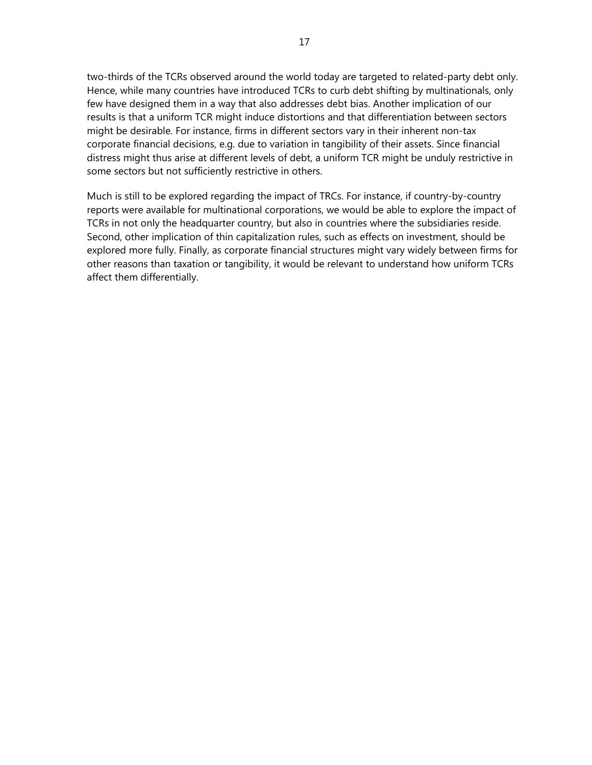two-thirds of the TCRs observed around the world today are targeted to related-party debt only. Hence, while many countries have introduced TCRs to curb debt shifting by multinationals, only few have designed them in a way that also addresses debt bias. Another implication of our results is that a uniform TCR might induce distortions and that differentiation between sectors might be desirable. For instance, firms in different sectors vary in their inherent non-tax corporate financial decisions, e.g. due to variation in tangibility of their assets. Since financial distress might thus arise at different levels of debt, a uniform TCR might be unduly restrictive in some sectors but not sufficiently restrictive in others.

Much is still to be explored regarding the impact of TRCs. For instance, if country-by-country reports were available for multinational corporations, we would be able to explore the impact of TCRs in not only the headquarter country, but also in countries where the subsidiaries reside. Second, other implication of thin capitalization rules, such as effects on investment, should be explored more fully. Finally, as corporate financial structures might vary widely between firms for other reasons than taxation or tangibility, it would be relevant to understand how uniform TCRs affect them differentially.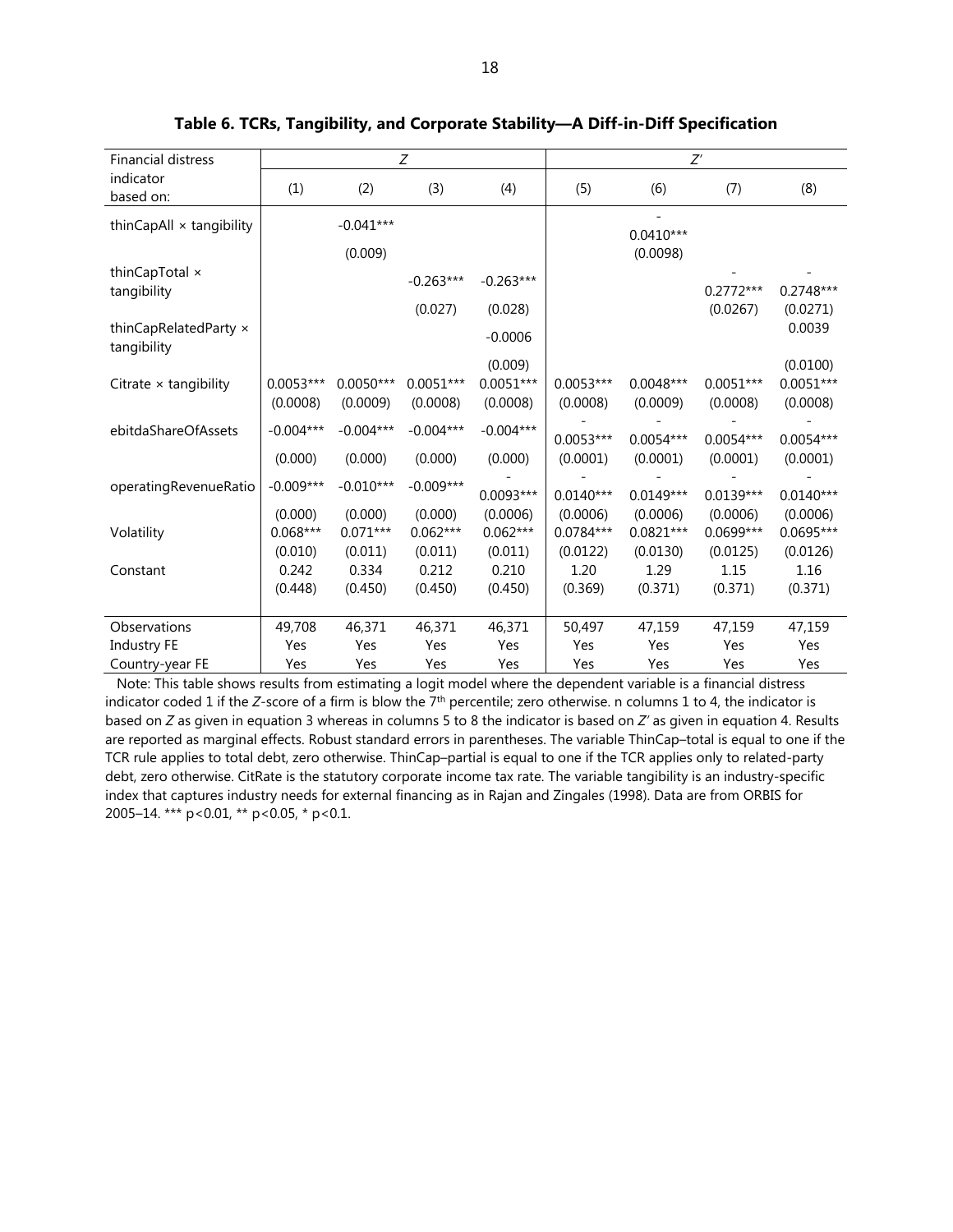**Table 6. TCRs, Tangibility, and Corporate Stability—A Diff-in-Diff Specification**

| Financial distress indicator based on: | *Z* | | | | *Z′* | | | |
|---|---|---|---|---|---|---|---|---|
| | (1) | (2) | (3) | (4) | (5) | (6) | (7) | (8) |
| thinCapAll × tangibility | | -0.041*** | | | | -0.0410*** | | |
| | | (0.009) | | | | (0.0098) | | |
| thinCapTotal × tangibility | | | -0.263*** | -0.263*** | | | -0.2772*** | -0.2748*** |
| | | | (0.027) | (0.028) | | | (0.0267) | (0.0271) |
| thinCapRelatedParty × tangibility | | | | -0.0006 | | | | 0.0039 |
| | | | | (0.009) | | | | (0.0100) |
| Citrate × tangibility | 0.0053*** | 0.0050*** | 0.0051*** | 0.0051*** | 0.0053*** | 0.0048*** | 0.0051*** | 0.0051*** |
| | (0.0008) | (0.0009) | (0.0008) | (0.0008) | (0.0008) | (0.0009) | (0.0008) | (0.0008) |
| ebitdaShareOfAssets | -0.004*** | -0.004*** | -0.004*** | -0.004*** | -0.0053*** | -0.0054*** | -0.0054*** | -0.0054*** |
| | (0.000) | (0.000) | (0.000) | (0.000) | (0.0001) | (0.0001) | (0.0001) | (0.0001) |
| operatingRevenueRatio | -0.009*** | -0.010*** | -0.009*** | -0.0093*** | -0.0140*** | -0.0149*** | -0.0139*** | -0.0140*** |
| | (0.000) | (0.000) | (0.000) | (0.0006) | (0.0006) | (0.0006) | (0.0006) | (0.0006) |
| Volatility | 0.068*** | 0.071*** | 0.062*** | 0.062*** | 0.0784*** | 0.0821*** | 0.0699*** | 0.0695*** |
| | (0.010) | (0.011) | (0.011) | (0.011) | (0.0122) | (0.0130) | (0.0125) | (0.0126) |
| Constant | 0.242 | 0.334 | 0.212 | 0.210 | 1.20 | 1.29 | 1.15 | 1.16 |
| | (0.448) | (0.450) | (0.450) | (0.450) | (0.369) | (0.371) | (0.371) | (0.371) |
| Observations | 49,708 | 46,371 | 46,371 | 46,371 | 50,497 | 47,159 | 47,159 | 47,159 |
| Industry FE | Yes | Yes | Yes | Yes | Yes | Yes | Yes | Yes |
| Country-year FE | Yes | Yes | Yes | Yes | Yes | Yes | Yes | Yes |

Note: This table shows results from estimating a logit model where the dependent variable is a financial distress indicator coded 1 if the *Z*-score of a firm is blow the 7th percentile; zero otherwise. n columns 1 to 4, the indicator is based on *Z* as given in equation 3 whereas in columns 5 to 8 the indicator is based on *Z′* as given in equation 4. Results are reported as marginal effects. Robust standard errors in parentheses. The variable ThinCap–total is equal to one if the TCR rule applies to total debt, zero otherwise. ThinCap–partial is equal to one if the TCR applies only to related-party debt, zero otherwise. CitRate is the statutory corporate income tax rate. The variable tangibility is an industry-specific index that captures industry needs for external financing as in Rajan and Zingales (1998). Data are from ORBIS for 2005–14. *** p<0.01, ** p<0.05, * p<0.1.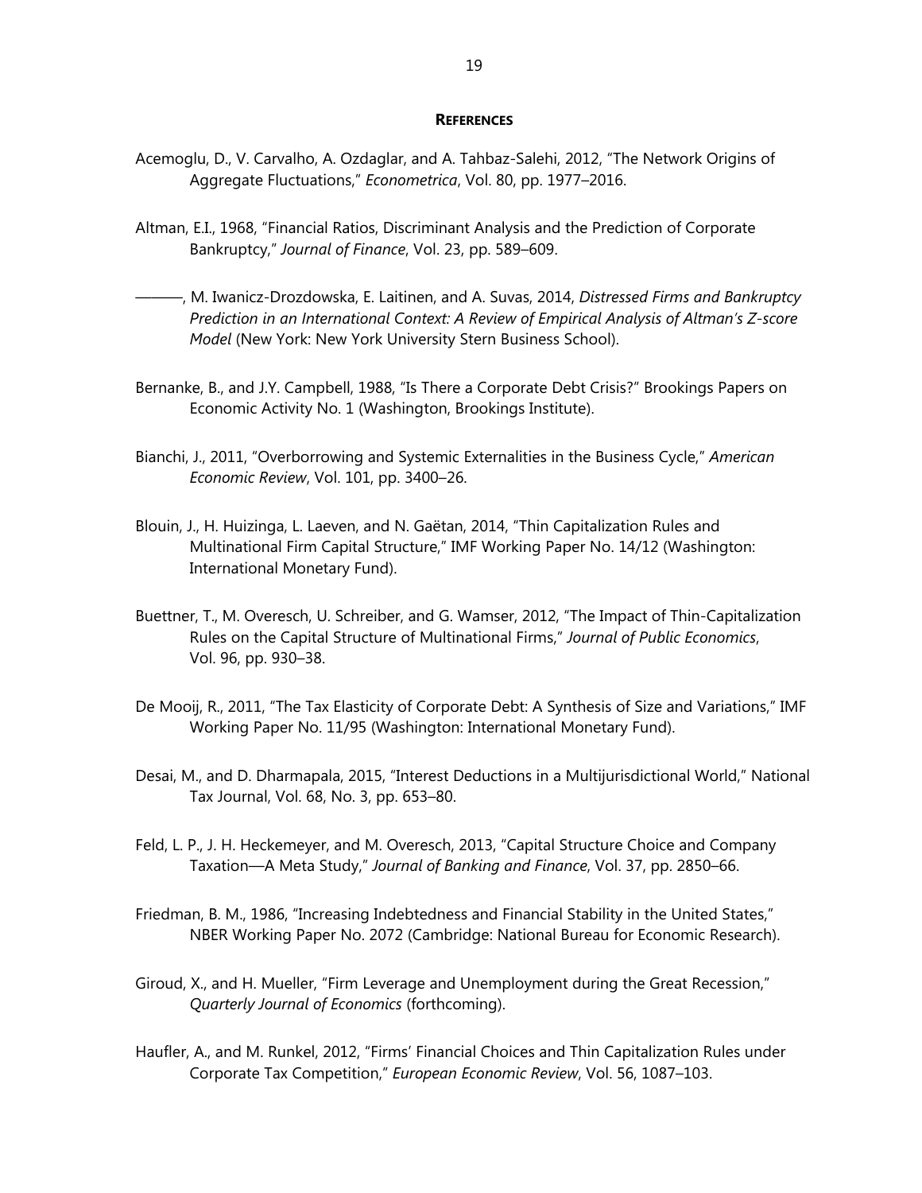## REFERENCES

Acemoglu, D., V. Carvalho, A. Ozdaglar, and A. Tahbaz-Salehi, 2012, "The Network Origins of Aggregate Fluctuations," *Econometrica*, Vol. 80, pp. 1977–2016.

Altman, E.I., 1968, "Financial Ratios, Discriminant Analysis and the Prediction of Corporate Bankruptcy," *Journal of Finance*, Vol. 23, pp. 589–609.

———, M. Iwanicz-Drozdowska, E. Laitinen, and A. Suvas, 2014, *Distressed Firms and Bankruptcy Prediction in an International Context: A Review of Empirical Analysis of Altman's Z-score Model* (New York: New York University Stern Business School).

Bernanke, B., and J.Y. Campbell, 1988, "Is There a Corporate Debt Crisis?" Brookings Papers on Economic Activity No. 1 (Washington, Brookings Institute).

Bianchi, J., 2011, "Overborrowing and Systemic Externalities in the Business Cycle," *American Economic Review*, Vol. 101, pp. 3400–26.

Blouin, J., H. Huizinga, L. Laeven, and N. Gaëtan, 2014, "Thin Capitalization Rules and Multinational Firm Capital Structure," IMF Working Paper No. 14/12 (Washington: International Monetary Fund).

Buettner, T., M. Overesch, U. Schreiber, and G. Wamser, 2012, "The Impact of Thin-Capitalization Rules on the Capital Structure of Multinational Firms," *Journal of Public Economics*, Vol. 96, pp. 930–38.

De Mooij, R., 2011, "The Tax Elasticity of Corporate Debt: A Synthesis of Size and Variations," IMF Working Paper No. 11/95 (Washington: International Monetary Fund).

Desai, M., and D. Dharmapala, 2015, "Interest Deductions in a Multijurisdictional World," National Tax Journal, Vol. 68, No. 3, pp. 653–80.

Feld, L. P., J. H. Heckemeyer, and M. Overesch, 2013, "Capital Structure Choice and Company Taxation—A Meta Study," *Journal of Banking and Finance*, Vol. 37, pp. 2850–66.

Friedman, B. M., 1986, "Increasing Indebtedness and Financial Stability in the United States," NBER Working Paper No. 2072 (Cambridge: National Bureau for Economic Research).

Giroud, X., and H. Mueller, "Firm Leverage and Unemployment during the Great Recession," *Quarterly Journal of Economics* (forthcoming).

Haufler, A., and M. Runkel, 2012, "Firms' Financial Choices and Thin Capitalization Rules under Corporate Tax Competition," *European Economic Review*, Vol. 56, 1087–103.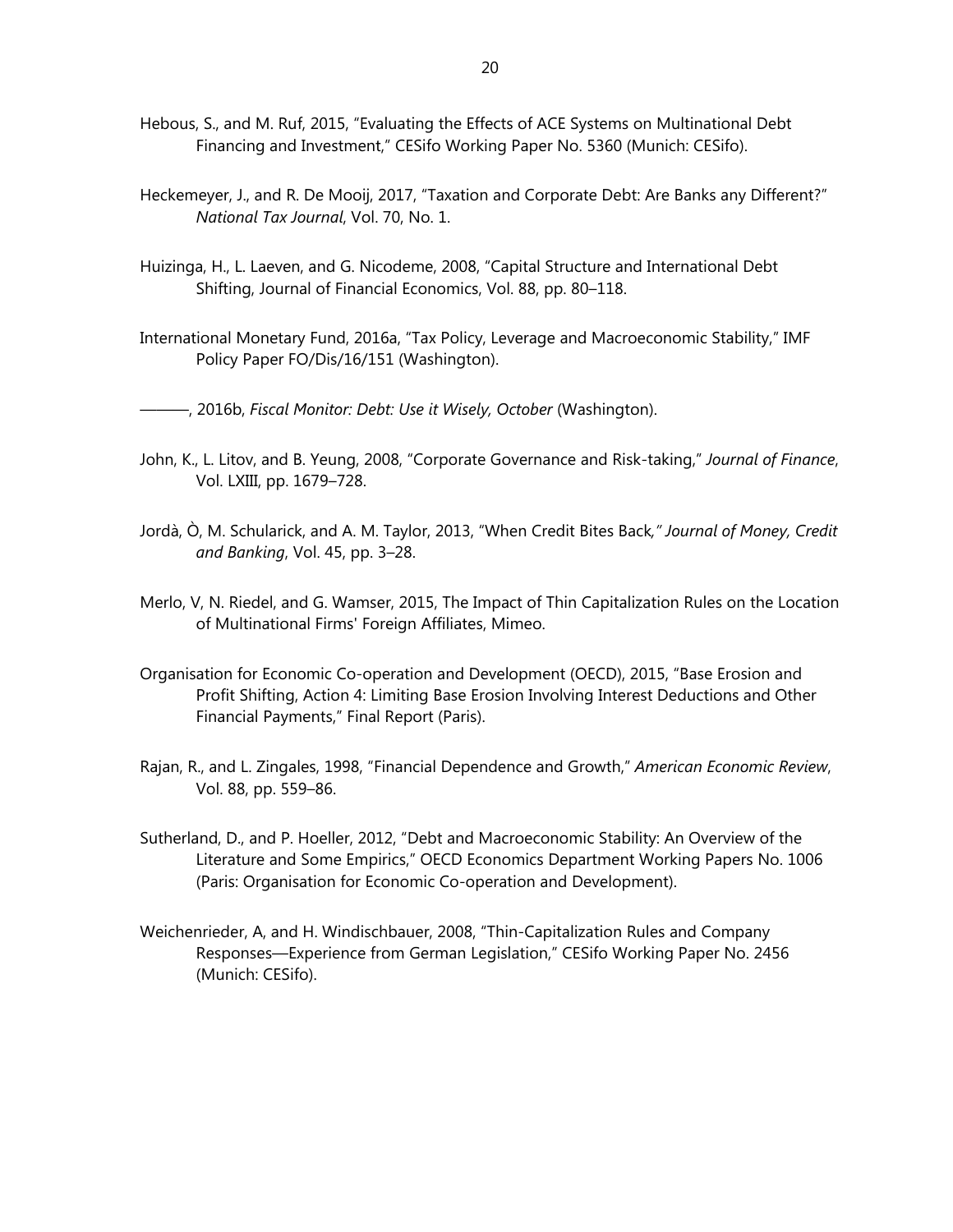Hebous, S., and M. Ruf, 2015, "Evaluating the Effects of ACE Systems on Multinational Debt Financing and Investment," CESifo Working Paper No. 5360 (Munich: CESifo).

Heckemeyer, J., and R. De Mooij, 2017, "Taxation and Corporate Debt: Are Banks any Different?" *National Tax Journal*, Vol. 70, No. 1.

Huizinga, H., L. Laeven, and G. Nicodeme, 2008, "Capital Structure and International Debt Shifting, Journal of Financial Economics, Vol. 88, pp. 80–118.

International Monetary Fund, 2016a, "Tax Policy, Leverage and Macroeconomic Stability," IMF Policy Paper FO/Dis/16/151 (Washington).

———, 2016b, *Fiscal Monitor: Debt: Use it Wisely, October* (Washington).

John, K., L. Litov, and B. Yeung, 2008, "Corporate Governance and Risk-taking," *Journal of Finance*, Vol. LXIII, pp. 1679–728.

Jordà, Ò, M. Schularick, and A. M. Taylor, 2013, "When Credit Bites Back*," Journal of Money, Credit and Banking*, Vol. 45, pp. 3–28.

Merlo, V, N. Riedel, and G. Wamser, 2015, The Impact of Thin Capitalization Rules on the Location of Multinational Firms' Foreign Affiliates, Mimeo.

Organisation for Economic Co-operation and Development (OECD), 2015, "Base Erosion and Profit Shifting, Action 4: Limiting Base Erosion Involving Interest Deductions and Other Financial Payments," Final Report (Paris).

Rajan, R., and L. Zingales, 1998, "Financial Dependence and Growth," *American Economic Review*, Vol. 88, pp. 559–86.

Sutherland, D., and P. Hoeller, 2012, "Debt and Macroeconomic Stability: An Overview of the Literature and Some Empirics," OECD Economics Department Working Papers No. 1006 (Paris: Organisation for Economic Co-operation and Development).

Weichenrieder, A, and H. Windischbauer, 2008, "Thin-Capitalization Rules and Company Responses—Experience from German Legislation," CESifo Working Paper No. 2456 (Munich: CESifo).